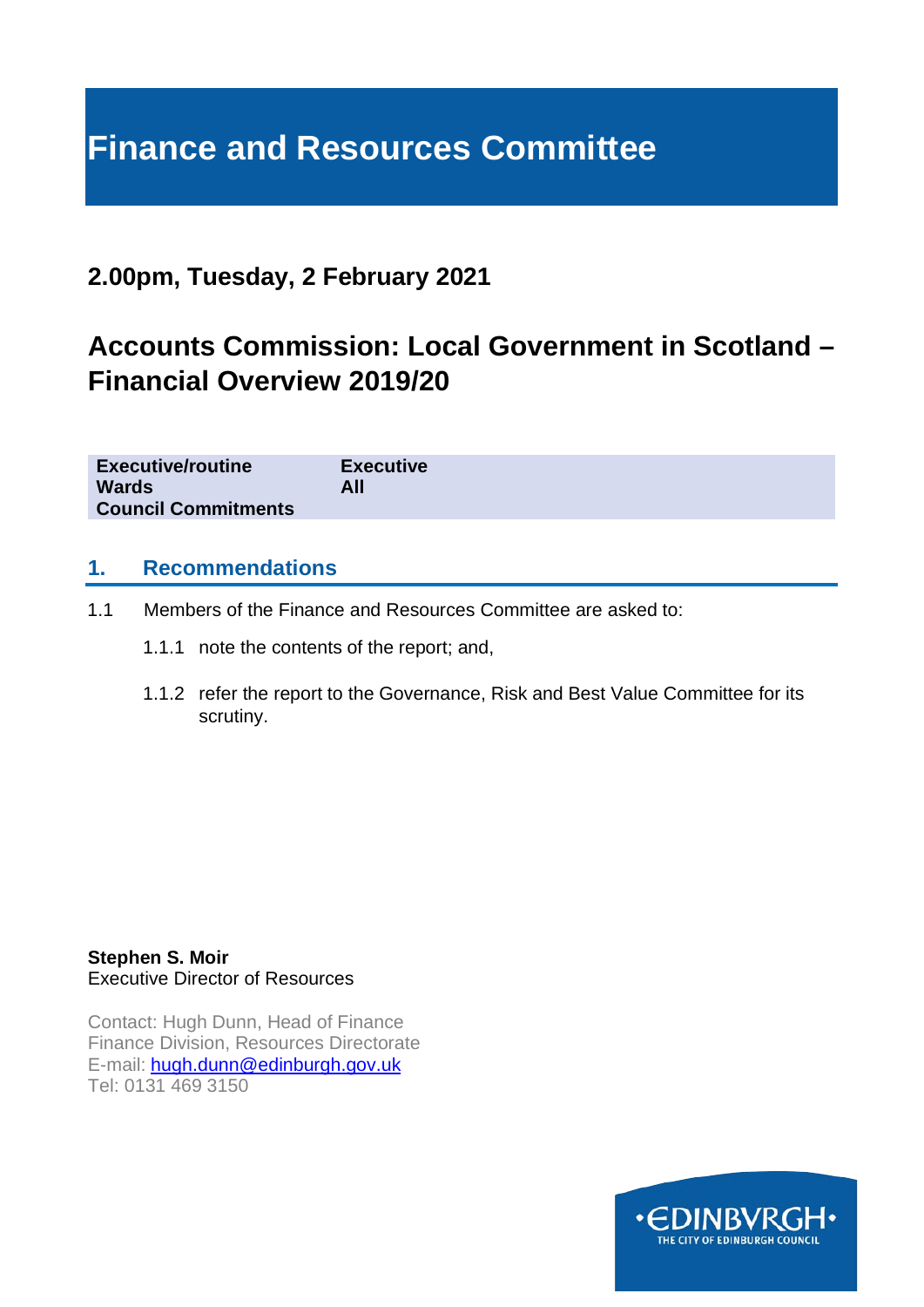# Finance and Resources Committee

## 2.00pm, Tuesday, 2 February 2021

## Accounts Commission: Local Government in Scotland – Financial Overview 2019/20

| | |
|---|---|
| **Executive/routine** | **Executive** |
| **Wards** | **All** |
| **Council Commitments** | |

## 1. Recommendations

1.1 Members of the Finance and Resources Committee are asked to:

1.1.1 note the contents of the report; and,

1.1.2 refer the report to the Governance, Risk and Best Value Committee for its scrutiny.

**Stephen S. Moir**
Executive Director of Resources

Contact: Hugh Dunn, Head of Finance
Finance Division, Resources Directorate
E-mail: hugh.dunn@edinburgh.gov.uk
Tel: 0131 469 3150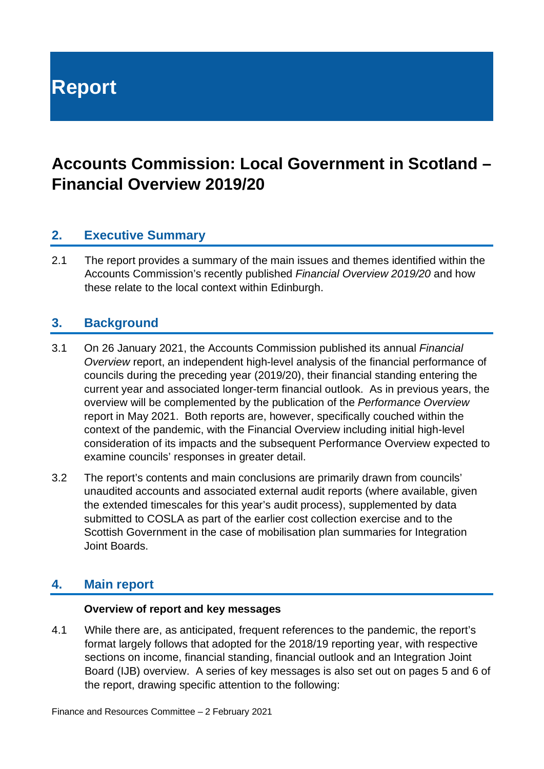# Report

# Accounts Commission: Local Government in Scotland – Financial Overview 2019/20

## 2. Executive Summary

2.1 The report provides a summary of the main issues and themes identified within the Accounts Commission's recently published *Financial Overview 2019/20* and how these relate to the local context within Edinburgh.

## 3. Background

3.1 On 26 January 2021, the Accounts Commission published its annual *Financial Overview* report, an independent high-level analysis of the financial performance of councils during the preceding year (2019/20), their financial standing entering the current year and associated longer-term financial outlook. As in previous years, the overview will be complemented by the publication of the *Performance Overview* report in May 2021. Both reports are, however, specifically couched within the context of the pandemic, with the Financial Overview including initial high-level consideration of its impacts and the subsequent Performance Overview expected to examine councils' responses in greater detail.

3.2 The report's contents and main conclusions are primarily drawn from councils' unaudited accounts and associated external audit reports (where available, given the extended timescales for this year's audit process), supplemented by data submitted to COSLA as part of the earlier cost collection exercise and to the Scottish Government in the case of mobilisation plan summaries for Integration Joint Boards.

## 4. Main report

**Overview of report and key messages**

4.1 While there are, as anticipated, frequent references to the pandemic, the report's format largely follows that adopted for the 2018/19 reporting year, with respective sections on income, financial standing, financial outlook and an Integration Joint Board (IJB) overview. A series of key messages is also set out on pages 5 and 6 of the report, drawing specific attention to the following: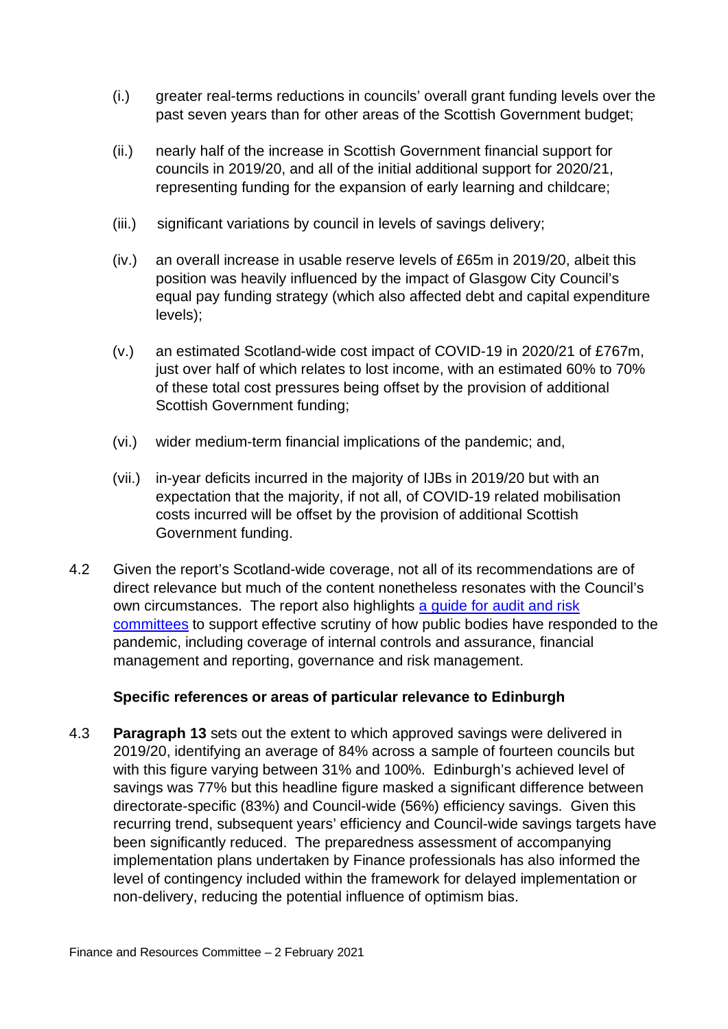(i.) greater real-terms reductions in councils' overall grant funding levels over the past seven years than for other areas of the Scottish Government budget;

(ii.) nearly half of the increase in Scottish Government financial support for councils in 2019/20, and all of the initial additional support for 2020/21, representing funding for the expansion of early learning and childcare;

(iii.) significant variations by council in levels of savings delivery;

(iv.) an overall increase in usable reserve levels of £65m in 2019/20, albeit this position was heavily influenced by the impact of Glasgow City Council's equal pay funding strategy (which also affected debt and capital expenditure levels);

(v.) an estimated Scotland-wide cost impact of COVID-19 in 2020/21 of £767m, just over half of which relates to lost income, with an estimated 60% to 70% of these total cost pressures being offset by the provision of additional Scottish Government funding;

(vi.) wider medium-term financial implications of the pandemic; and,

(vii.) in-year deficits incurred in the majority of IJBs in 2019/20 but with an expectation that the majority, if not all, of COVID-19 related mobilisation costs incurred will be offset by the provision of additional Scottish Government funding.

4.2 Given the report's Scotland-wide coverage, not all of its recommendations are of direct relevance but much of the content nonetheless resonates with the Council's own circumstances. The report also highlights a guide for audit and risk committees to support effective scrutiny of how public bodies have responded to the pandemic, including coverage of internal controls and assurance, financial management and reporting, governance and risk management.

**Specific references or areas of particular relevance to Edinburgh**

4.3 **Paragraph 13** sets out the extent to which approved savings were delivered in 2019/20, identifying an average of 84% across a sample of fourteen councils but with this figure varying between 31% and 100%. Edinburgh's achieved level of savings was 77% but this headline figure masked a significant difference between directorate-specific (83%) and Council-wide (56%) efficiency savings. Given this recurring trend, subsequent years' efficiency and Council-wide savings targets have been significantly reduced. The preparedness assessment of accompanying implementation plans undertaken by Finance professionals has also informed the level of contingency included within the framework for delayed implementation or non-delivery, reducing the potential influence of optimism bias.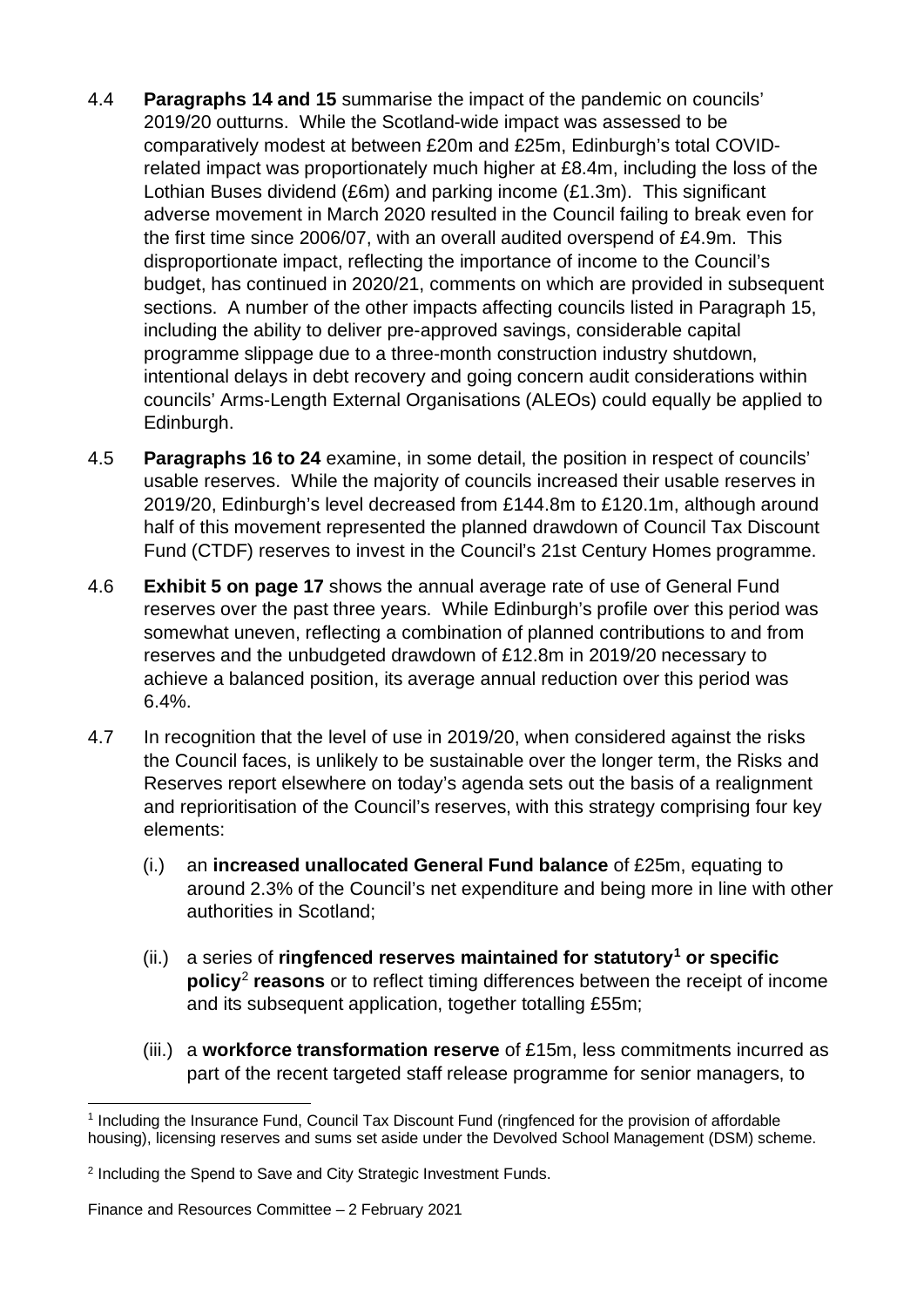4.4 **Paragraphs 14 and 15** summarise the impact of the pandemic on councils' 2019/20 outturns. While the Scotland-wide impact was assessed to be comparatively modest at between £20m and £25m, Edinburgh's total COVID-related impact was proportionately much higher at £8.4m, including the loss of the Lothian Buses dividend (£6m) and parking income (£1.3m). This significant adverse movement in March 2020 resulted in the Council failing to break even for the first time since 2006/07, with an overall audited overspend of £4.9m. This disproportionate impact, reflecting the importance of income to the Council's budget, has continued in 2020/21, comments on which are provided in subsequent sections. A number of the other impacts affecting councils listed in Paragraph 15, including the ability to deliver pre-approved savings, considerable capital programme slippage due to a three-month construction industry shutdown, intentional delays in debt recovery and going concern audit considerations within councils' Arms-Length External Organisations (ALEOs) could equally be applied to Edinburgh.

4.5 **Paragraphs 16 to 24** examine, in some detail, the position in respect of councils' usable reserves. While the majority of councils increased their usable reserves in 2019/20, Edinburgh's level decreased from £144.8m to £120.1m, although around half of this movement represented the planned drawdown of Council Tax Discount Fund (CTDF) reserves to invest in the Council's 21st Century Homes programme.

4.6 **Exhibit 5 on page 17** shows the annual average rate of use of General Fund reserves over the past three years. While Edinburgh's profile over this period was somewhat uneven, reflecting a combination of planned contributions to and from reserves and the unbudgeted drawdown of £12.8m in 2019/20 necessary to achieve a balanced position, its average annual reduction over this period was 6.4%.

4.7 In recognition that the level of use in 2019/20, when considered against the risks the Council faces, is unlikely to be sustainable over the longer term, the Risks and Reserves report elsewhere on today's agenda sets out the basis of a realignment and reprioritisation of the Council's reserves, with this strategy comprising four key elements:

(i.) an **increased unallocated General Fund balance** of £25m, equating to around 2.3% of the Council's net expenditure and being more in line with other authorities in Scotland;

(ii.) a series of **ringfenced reserves maintained for statutory**[1] **or specific policy**[2] **reasons** or to reflect timing differences between the receipt of income and its subsequent application, together totalling £55m;

(iii.) a **workforce transformation reserve** of £15m, less commitments incurred as part of the recent targeted staff release programme for senior managers, to

[1] Including the Insurance Fund, Council Tax Discount Fund (ringfenced for the provision of affordable housing), licensing reserves and sums set aside under the Devolved School Management (DSM) scheme.

[2] Including the Spend to Save and City Strategic Investment Funds.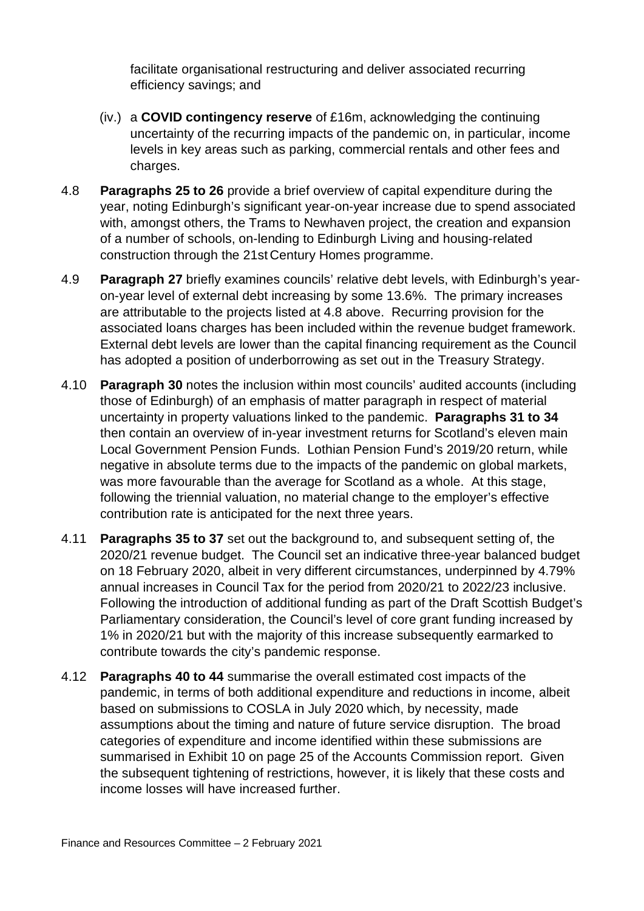facilitate organisational restructuring and deliver associated recurring efficiency savings; and

(iv.) a **COVID contingency reserve** of £16m, acknowledging the continuing uncertainty of the recurring impacts of the pandemic on, in particular, income levels in key areas such as parking, commercial rentals and other fees and charges.

4.8 **Paragraphs 25 to 26** provide a brief overview of capital expenditure during the year, noting Edinburgh's significant year-on-year increase due to spend associated with, amongst others, the Trams to Newhaven project, the creation and expansion of a number of schools, on-lending to Edinburgh Living and housing-related construction through the 21st Century Homes programme.

4.9 **Paragraph 27** briefly examines councils' relative debt levels, with Edinburgh's year-on-year level of external debt increasing by some 13.6%. The primary increases are attributable to the projects listed at 4.8 above. Recurring provision for the associated loans charges has been included within the revenue budget framework. External debt levels are lower than the capital financing requirement as the Council has adopted a position of underborrowing as set out in the Treasury Strategy.

4.10 **Paragraph 30** notes the inclusion within most councils' audited accounts (including those of Edinburgh) of an emphasis of matter paragraph in respect of material uncertainty in property valuations linked to the pandemic. **Paragraphs 31 to 34** then contain an overview of in-year investment returns for Scotland's eleven main Local Government Pension Funds. Lothian Pension Fund's 2019/20 return, while negative in absolute terms due to the impacts of the pandemic on global markets, was more favourable than the average for Scotland as a whole. At this stage, following the triennial valuation, no material change to the employer's effective contribution rate is anticipated for the next three years.

4.11 **Paragraphs 35 to 37** set out the background to, and subsequent setting of, the 2020/21 revenue budget. The Council set an indicative three-year balanced budget on 18 February 2020, albeit in very different circumstances, underpinned by 4.79% annual increases in Council Tax for the period from 2020/21 to 2022/23 inclusive. Following the introduction of additional funding as part of the Draft Scottish Budget's Parliamentary consideration, the Council's level of core grant funding increased by 1% in 2020/21 but with the majority of this increase subsequently earmarked to contribute towards the city's pandemic response.

4.12 **Paragraphs 40 to 44** summarise the overall estimated cost impacts of the pandemic, in terms of both additional expenditure and reductions in income, albeit based on submissions to COSLA in July 2020 which, by necessity, made assumptions about the timing and nature of future service disruption. The broad categories of expenditure and income identified within these submissions are summarised in Exhibit 10 on page 25 of the Accounts Commission report. Given the subsequent tightening of restrictions, however, it is likely that these costs and income losses will have increased further.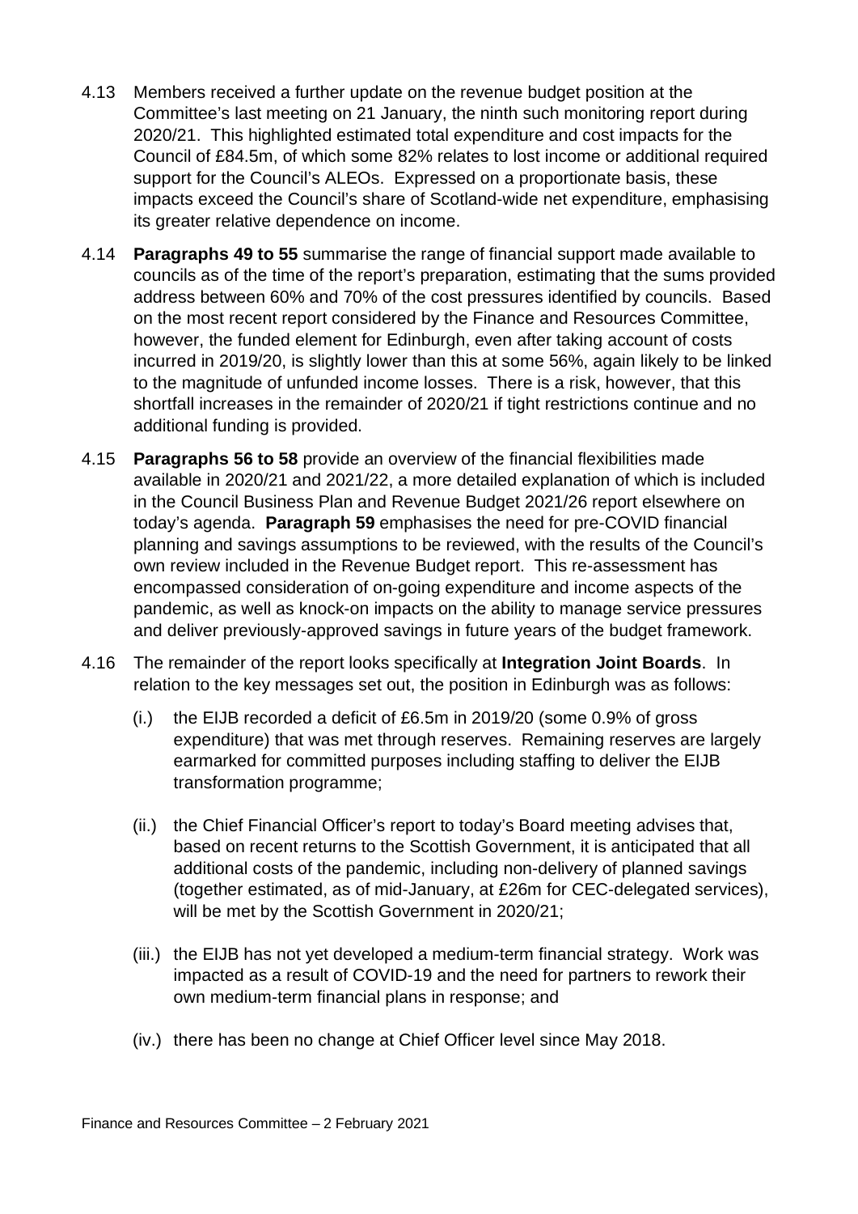4.13 Members received a further update on the revenue budget position at the Committee's last meeting on 21 January, the ninth such monitoring report during 2020/21. This highlighted estimated total expenditure and cost impacts for the Council of £84.5m, of which some 82% relates to lost income or additional required support for the Council's ALEOs. Expressed on a proportionate basis, these impacts exceed the Council's share of Scotland-wide net expenditure, emphasising its greater relative dependence on income.

4.14 **Paragraphs 49 to 55** summarise the range of financial support made available to councils as of the time of the report's preparation, estimating that the sums provided address between 60% and 70% of the cost pressures identified by councils. Based on the most recent report considered by the Finance and Resources Committee, however, the funded element for Edinburgh, even after taking account of costs incurred in 2019/20, is slightly lower than this at some 56%, again likely to be linked to the magnitude of unfunded income losses. There is a risk, however, that this shortfall increases in the remainder of 2020/21 if tight restrictions continue and no additional funding is provided.

4.15 **Paragraphs 56 to 58** provide an overview of the financial flexibilities made available in 2020/21 and 2021/22, a more detailed explanation of which is included in the Council Business Plan and Revenue Budget 2021/26 report elsewhere on today's agenda. **Paragraph 59** emphasises the need for pre-COVID financial planning and savings assumptions to be reviewed, with the results of the Council's own review included in the Revenue Budget report. This re-assessment has encompassed consideration of on-going expenditure and income aspects of the pandemic, as well as knock-on impacts on the ability to manage service pressures and deliver previously-approved savings in future years of the budget framework.

4.16 The remainder of the report looks specifically at **Integration Joint Boards**. In relation to the key messages set out, the position in Edinburgh was as follows:

(i.) the EIJB recorded a deficit of £6.5m in 2019/20 (some 0.9% of gross expenditure) that was met through reserves. Remaining reserves are largely earmarked for committed purposes including staffing to deliver the EIJB transformation programme;

(ii.) the Chief Financial Officer's report to today's Board meeting advises that, based on recent returns to the Scottish Government, it is anticipated that all additional costs of the pandemic, including non-delivery of planned savings (together estimated, as of mid-January, at £26m for CEC-delegated services), will be met by the Scottish Government in 2020/21;

(iii.) the EIJB has not yet developed a medium-term financial strategy. Work was impacted as a result of COVID-19 and the need for partners to rework their own medium-term financial plans in response; and

(iv.) there has been no change at Chief Officer level since May 2018.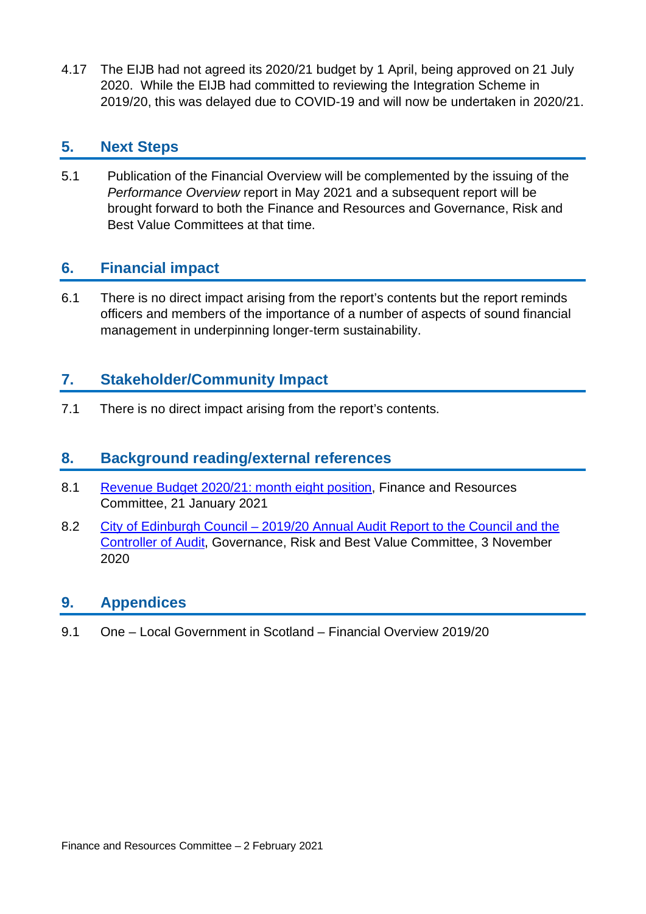4.17 The EIJB had not agreed its 2020/21 budget by 1 April, being approved on 21 July 2020. While the EIJB had committed to reviewing the Integration Scheme in 2019/20, this was delayed due to COVID-19 and will now be undertaken in 2020/21.

## 5. Next Steps

5.1 Publication of the Financial Overview will be complemented by the issuing of the *Performance Overview* report in May 2021 and a subsequent report will be brought forward to both the Finance and Resources and Governance, Risk and Best Value Committees at that time.

## 6. Financial impact

6.1 There is no direct impact arising from the report's contents but the report reminds officers and members of the importance of a number of aspects of sound financial management in underpinning longer-term sustainability.

## 7. Stakeholder/Community Impact

7.1 There is no direct impact arising from the report's contents.

## 8. Background reading/external references

8.1 Revenue Budget 2020/21: month eight position, Finance and Resources Committee, 21 January 2021

8.2 City of Edinburgh Council – 2019/20 Annual Audit Report to the Council and the Controller of Audit, Governance, Risk and Best Value Committee, 3 November 2020

## 9. Appendices

9.1 One – Local Government in Scotland – Financial Overview 2019/20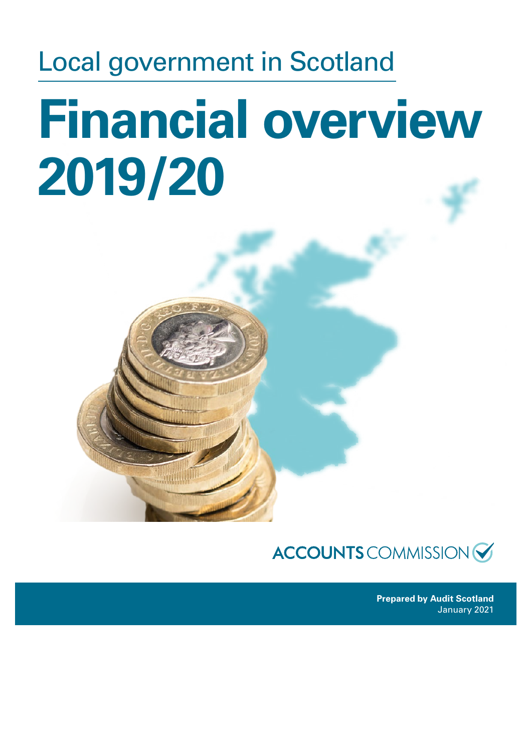Local government in Scotland

# Financial overview 2019/20

ACCOUNTS COMMISSION

**Prepared by Audit Scotland**
January 2021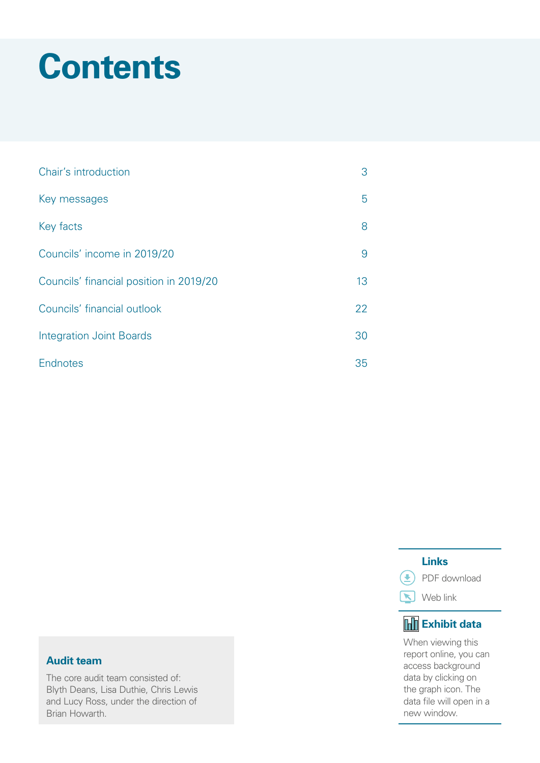# Contents

| | |
|---|---|
| Chair's introduction | 3 |
| Key messages | 5 |
| Key facts | 8 |
| Councils' income in 2019/20 | 9 |
| Councils' financial position in 2019/20 | 13 |
| Councils' financial outlook | 22 |
| Integration Joint Boards | 30 |
| Endnotes | 35 |

**Links**

PDF download

Web link

**Exhibit data**

When viewing this report online, you can access background data by clicking on the graph icon. The data file will open in a new window.

**Audit team**

The core audit team consisted of: Blyth Deans, Lisa Duthie, Chris Lewis and Lucy Ross, under the direction of Brian Howarth.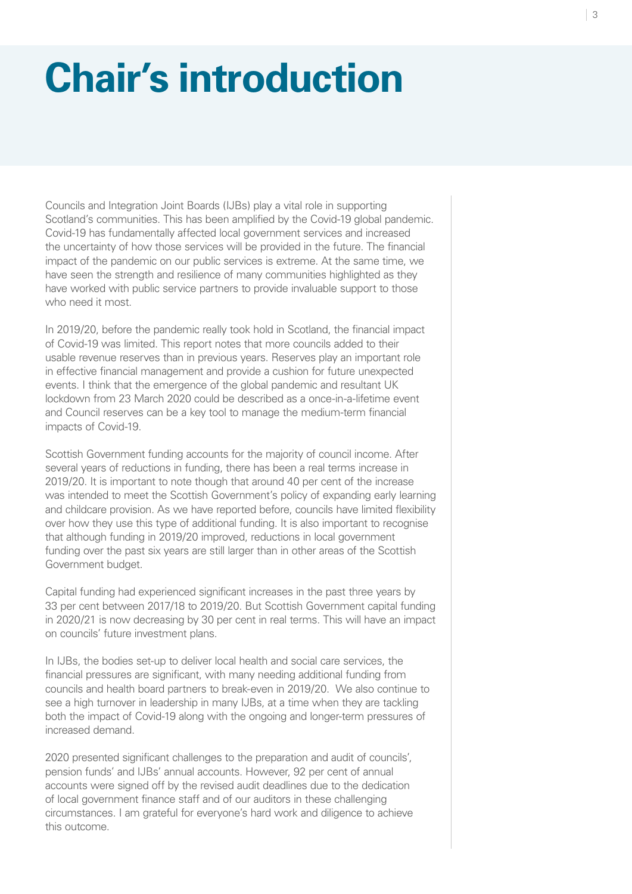# Chair's introduction

Councils and Integration Joint Boards (IJBs) play a vital role in supporting Scotland's communities. This has been amplified by the Covid-19 global pandemic. Covid-19 has fundamentally affected local government services and increased the uncertainty of how those services will be provided in the future. The financial impact of the pandemic on our public services is extreme. At the same time, we have seen the strength and resilience of many communities highlighted as they have worked with public service partners to provide invaluable support to those who need it most.

In 2019/20, before the pandemic really took hold in Scotland, the financial impact of Covid-19 was limited. This report notes that more councils added to their usable revenue reserves than in previous years. Reserves play an important role in effective financial management and provide a cushion for future unexpected events. I think that the emergence of the global pandemic and resultant UK lockdown from 23 March 2020 could be described as a once-in-a-lifetime event and Council reserves can be a key tool to manage the medium-term financial impacts of Covid-19.

Scottish Government funding accounts for the majority of council income. After several years of reductions in funding, there has been a real terms increase in 2019/20. It is important to note though that around 40 per cent of the increase was intended to meet the Scottish Government's policy of expanding early learning and childcare provision. As we have reported before, councils have limited flexibility over how they use this type of additional funding. It is also important to recognise that although funding in 2019/20 improved, reductions in local government funding over the past six years are still larger than in other areas of the Scottish Government budget.

Capital funding had experienced significant increases in the past three years by 33 per cent between 2017/18 to 2019/20. But Scottish Government capital funding in 2020/21 is now decreasing by 30 per cent in real terms. This will have an impact on councils' future investment plans.

In IJBs, the bodies set-up to deliver local health and social care services, the financial pressures are significant, with many needing additional funding from councils and health board partners to break-even in 2019/20. We also continue to see a high turnover in leadership in many IJBs, at a time when they are tackling both the impact of Covid-19 along with the ongoing and longer-term pressures of increased demand.

2020 presented significant challenges to the preparation and audit of councils', pension funds' and IJBs' annual accounts. However, 92 per cent of annual accounts were signed off by the revised audit deadlines due to the dedication of local government finance staff and of our auditors in these challenging circumstances. I am grateful for everyone's hard work and diligence to achieve this outcome.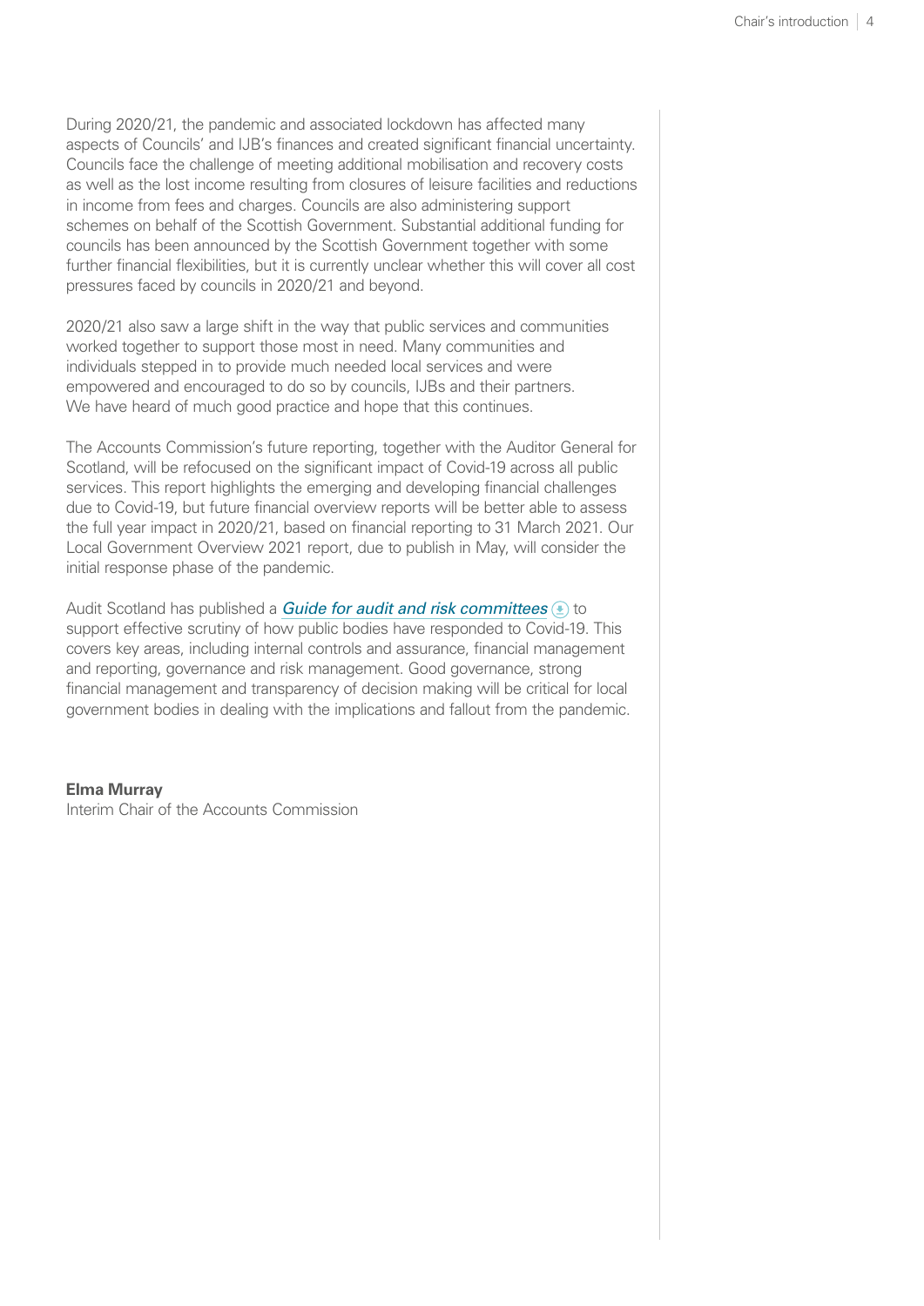During 2020/21, the pandemic and associated lockdown has affected many aspects of Councils' and IJB's finances and created significant financial uncertainty. Councils face the challenge of meeting additional mobilisation and recovery costs as well as the lost income resulting from closures of leisure facilities and reductions in income from fees and charges. Councils are also administering support schemes on behalf of the Scottish Government. Substantial additional funding for councils has been announced by the Scottish Government together with some further financial flexibilities, but it is currently unclear whether this will cover all cost pressures faced by councils in 2020/21 and beyond.

2020/21 also saw a large shift in the way that public services and communities worked together to support those most in need. Many communities and individuals stepped in to provide much needed local services and were empowered and encouraged to do so by councils, IJBs and their partners. We have heard of much good practice and hope that this continues.

The Accounts Commission's future reporting, together with the Auditor General for Scotland, will be refocused on the significant impact of Covid-19 across all public services. This report highlights the emerging and developing financial challenges due to Covid-19, but future financial overview reports will be better able to assess the full year impact in 2020/21, based on financial reporting to 31 March 2021. Our Local Government Overview 2021 report, due to publish in May, will consider the initial response phase of the pandemic.

Audit Scotland has published a *Guide for audit and risk committees* to support effective scrutiny of how public bodies have responded to Covid-19. This covers key areas, including internal controls and assurance, financial management and reporting, governance and risk management. Good governance, strong financial management and transparency of decision making will be critical for local government bodies in dealing with the implications and fallout from the pandemic.

**Elma Murray**
Interim Chair of the Accounts Commission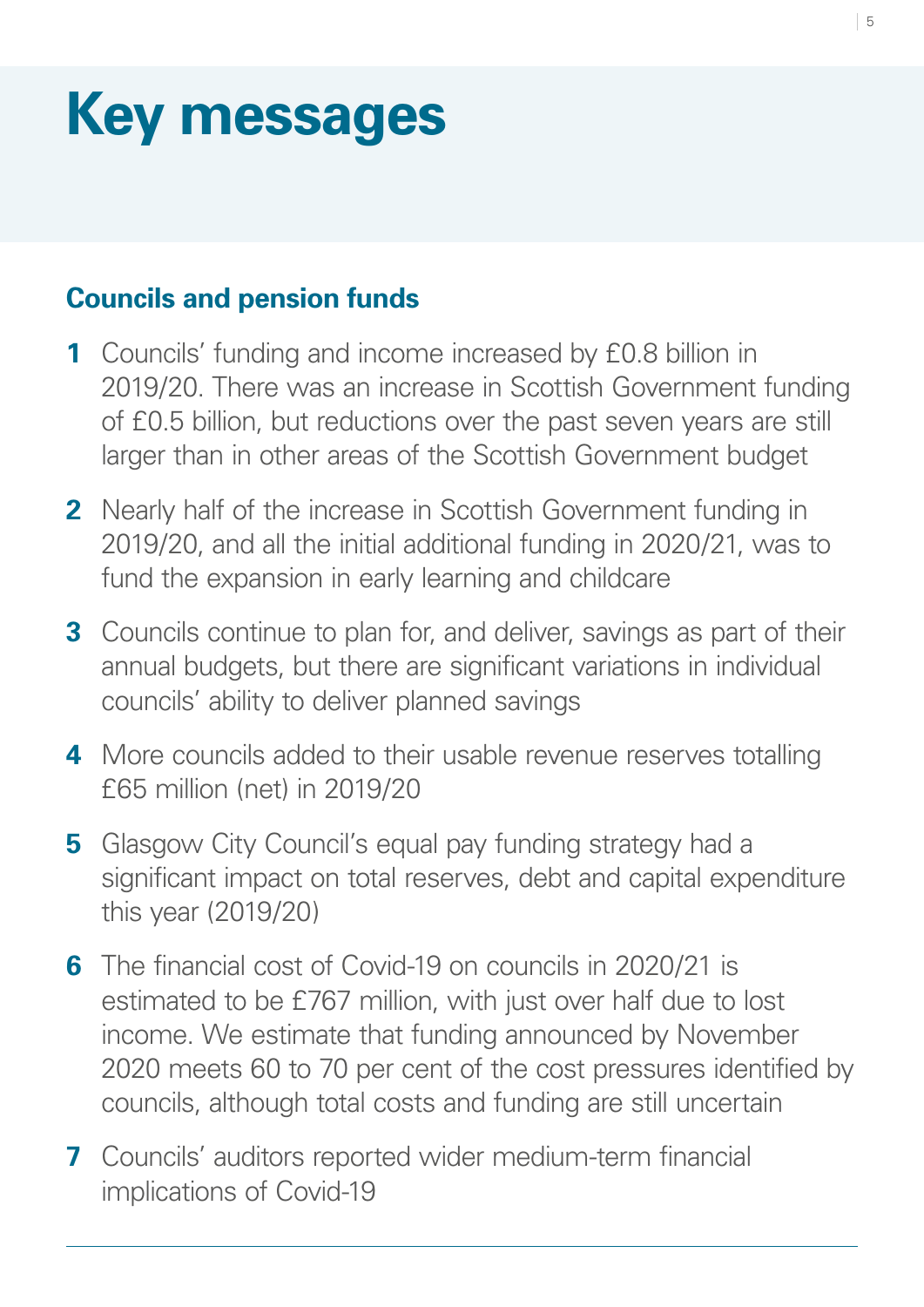# Key messages

## Councils and pension funds

1. Councils' funding and income increased by £0.8 billion in 2019/20. There was an increase in Scottish Government funding of £0.5 billion, but reductions over the past seven years are still larger than in other areas of the Scottish Government budget
2. Nearly half of the increase in Scottish Government funding in 2019/20, and all the initial additional funding in 2020/21, was to fund the expansion in early learning and childcare
3. Councils continue to plan for, and deliver, savings as part of their annual budgets, but there are significant variations in individual councils' ability to deliver planned savings
4. More councils added to their usable revenue reserves totalling £65 million (net) in 2019/20
5. Glasgow City Council's equal pay funding strategy had a significant impact on total reserves, debt and capital expenditure this year (2019/20)
6. The financial cost of Covid-19 on councils in 2020/21 is estimated to be £767 million, with just over half due to lost income. We estimate that funding announced by November 2020 meets 60 to 70 per cent of the cost pressures identified by councils, although total costs and funding are still uncertain
7. Councils' auditors reported wider medium-term financial implications of Covid-19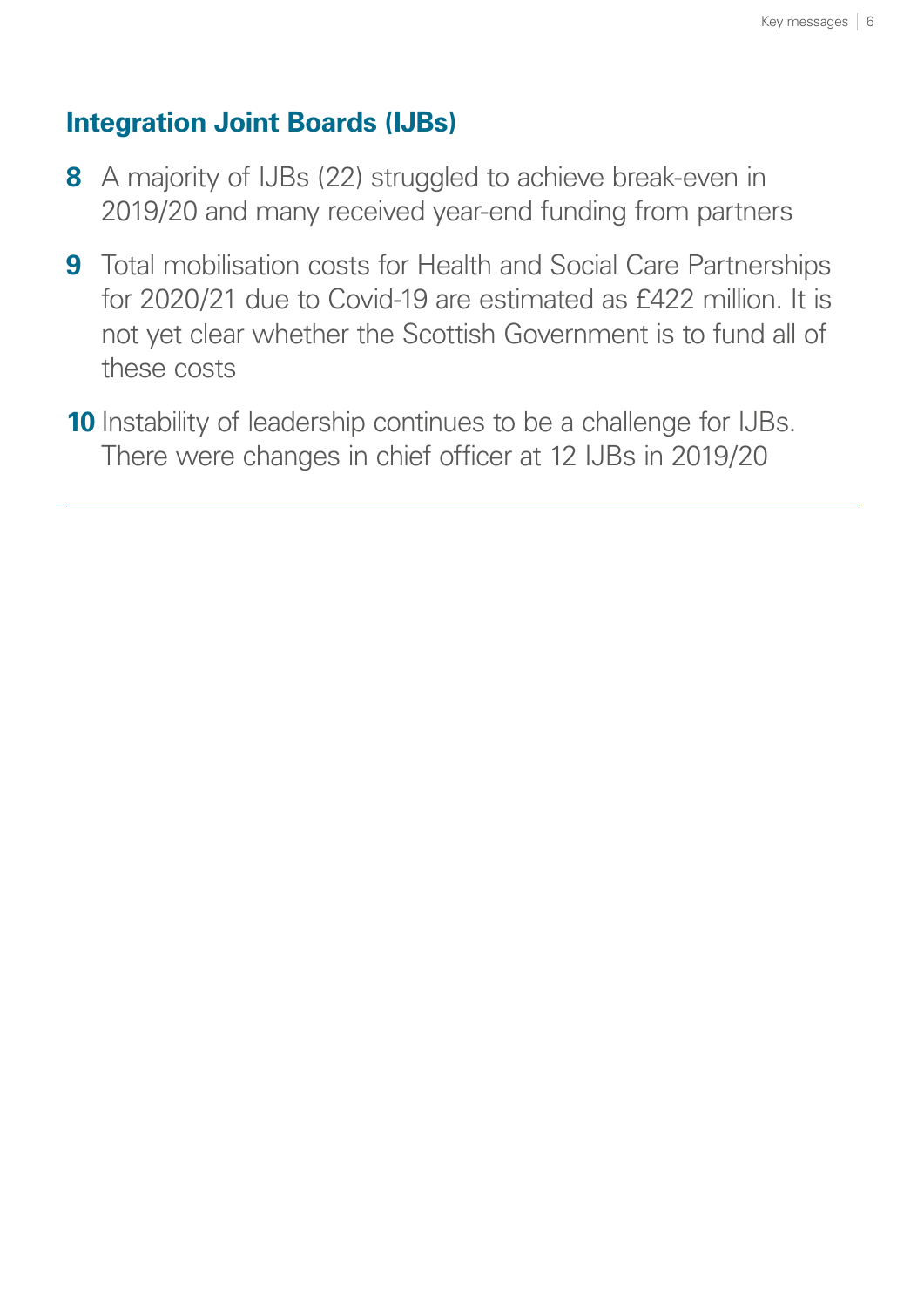## Integration Joint Boards (IJBs)

**8** A majority of IJBs (22) struggled to achieve break-even in 2019/20 and many received year-end funding from partners

**9** Total mobilisation costs for Health and Social Care Partnerships for 2020/21 due to Covid-19 are estimated as £422 million. It is not yet clear whether the Scottish Government is to fund all of these costs

**10** Instability of leadership continues to be a challenge for IJBs. There were changes in chief officer at 12 IJBs in 2019/20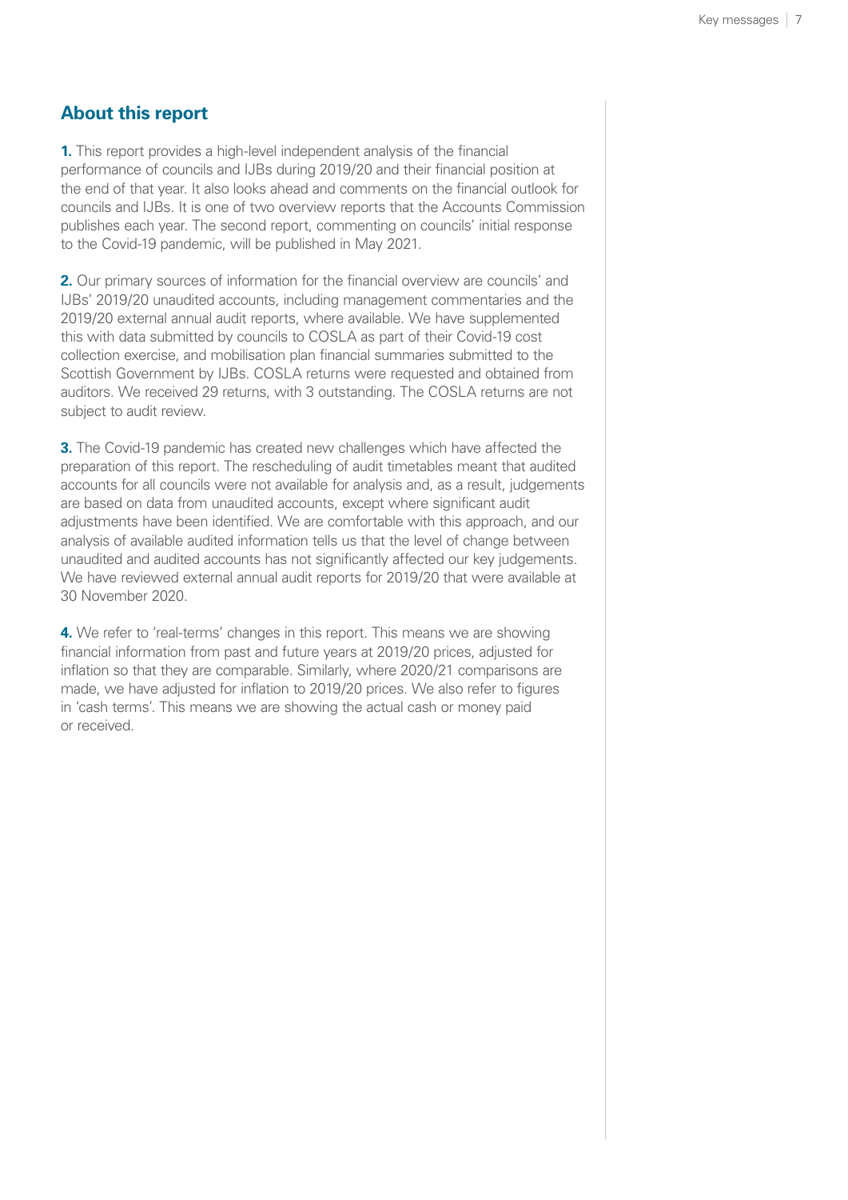## About this report

**1.** This report provides a high-level independent analysis of the financial performance of councils and IJBs during 2019/20 and their financial position at the end of that year. It also looks ahead and comments on the financial outlook for councils and IJBs. It is one of two overview reports that the Accounts Commission publishes each year. The second report, commenting on councils' initial response to the Covid-19 pandemic, will be published in May 2021.

**2.** Our primary sources of information for the financial overview are councils' and IJBs' 2019/20 unaudited accounts, including management commentaries and the 2019/20 external annual audit reports, where available. We have supplemented this with data submitted by councils to COSLA as part of their Covid-19 cost collection exercise, and mobilisation plan financial summaries submitted to the Scottish Government by IJBs. COSLA returns were requested and obtained from auditors. We received 29 returns, with 3 outstanding. The COSLA returns are not subject to audit review.

**3.** The Covid-19 pandemic has created new challenges which have affected the preparation of this report. The rescheduling of audit timetables meant that audited accounts for all councils were not available for analysis and, as a result, judgements are based on data from unaudited accounts, except where significant audit adjustments have been identified. We are comfortable with this approach, and our analysis of available audited information tells us that the level of change between unaudited and audited accounts has not significantly affected our key judgements. We have reviewed external annual audit reports for 2019/20 that were available at 30 November 2020.

**4.** We refer to 'real-terms' changes in this report. This means we are showing financial information from past and future years at 2019/20 prices, adjusted for inflation so that they are comparable. Similarly, where 2020/21 comparisons are made, we have adjusted for inflation to 2019/20 prices. We also refer to figures in 'cash terms'. This means we are showing the actual cash or money paid or received.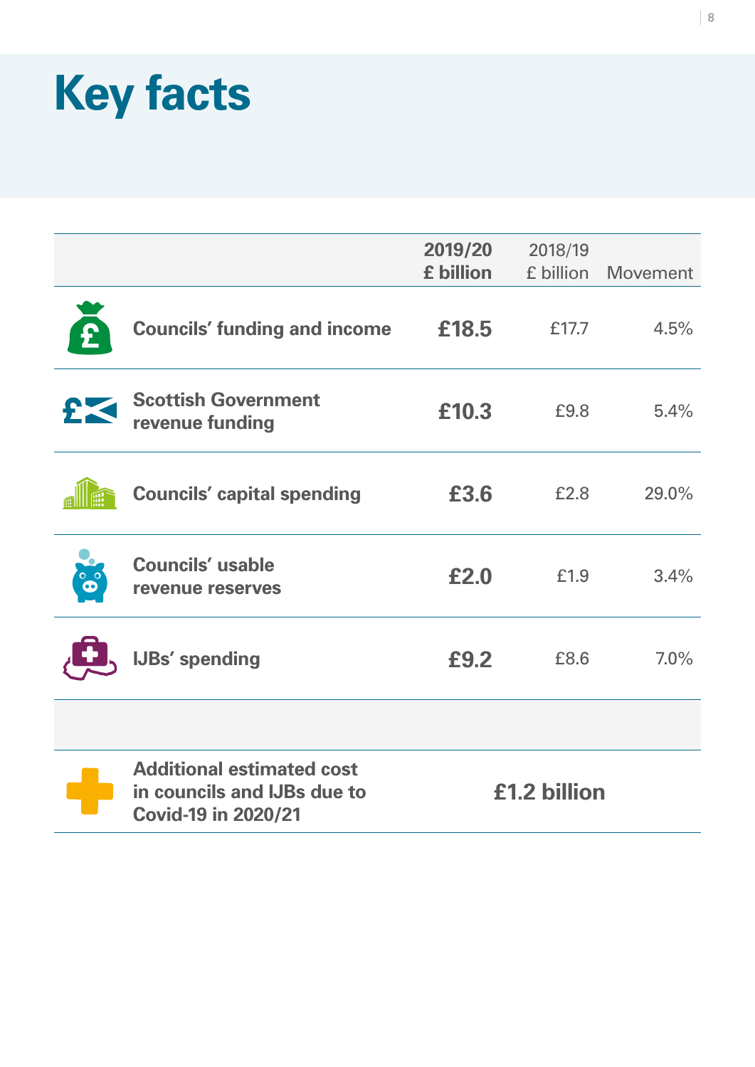# Key facts

| | 2019/20 £ billion | 2018/19 £ billion | Movement |
|---|---|---|---|
| **Councils' funding and income** | **£18.5** | £17.7 | 4.5% |
| **Scottish Government revenue funding** | **£10.3** | £9.8 | 5.4% |
| **Councils' capital spending** | **£3.6** | £2.8 | 29.0% |
| **Councils' usable revenue reserves** | **£2.0** | £1.9 | 3.4% |
| **IJBs' spending** | **£9.2** | £8.6 | 7.0% |

| | |
|---|---|
| **Additional estimated cost in councils and IJBs due to Covid-19 in 2020/21** | **£1.2 billion** |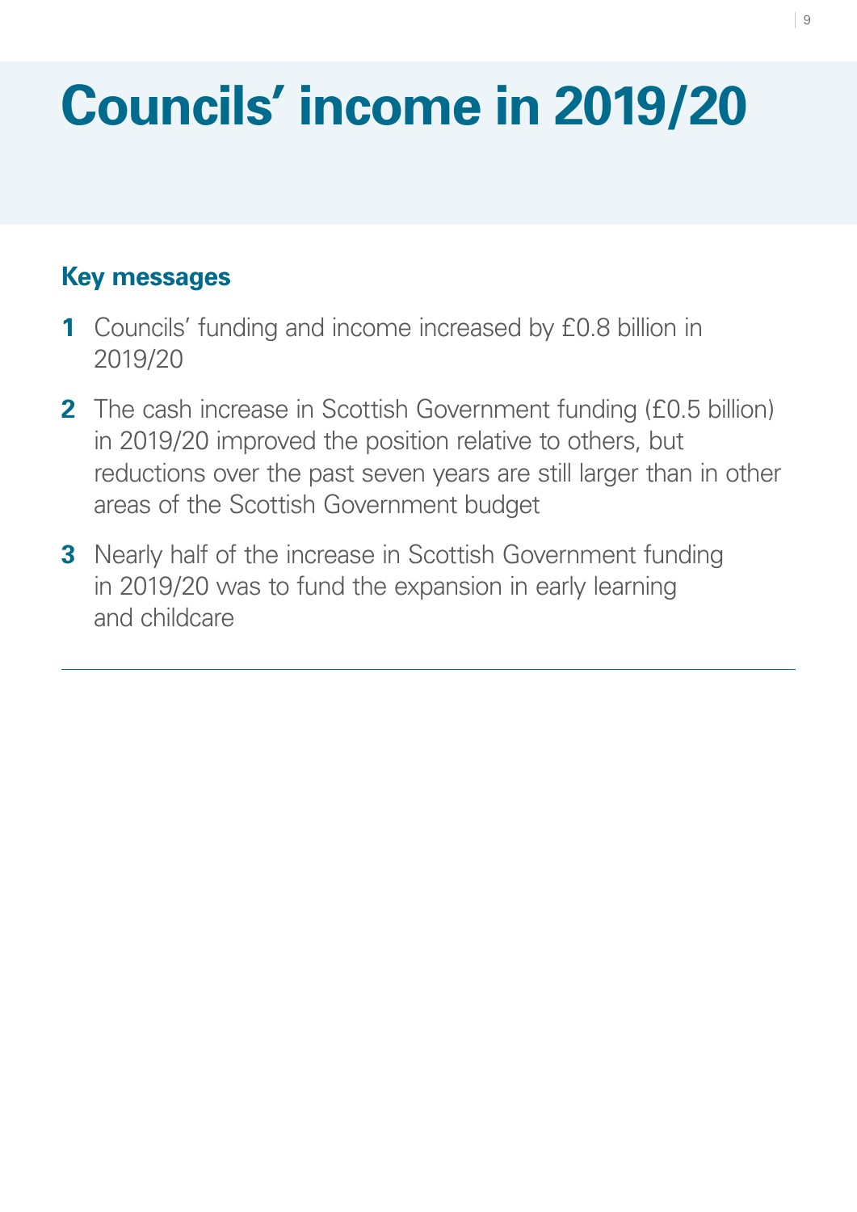# Councils' income in 2019/20

## Key messages

1. Councils' funding and income increased by £0.8 billion in 2019/20
2. The cash increase in Scottish Government funding (£0.5 billion) in 2019/20 improved the position relative to others, but reductions over the past seven years are still larger than in other areas of the Scottish Government budget
3. Nearly half of the increase in Scottish Government funding in 2019/20 was to fund the expansion in early learning and childcare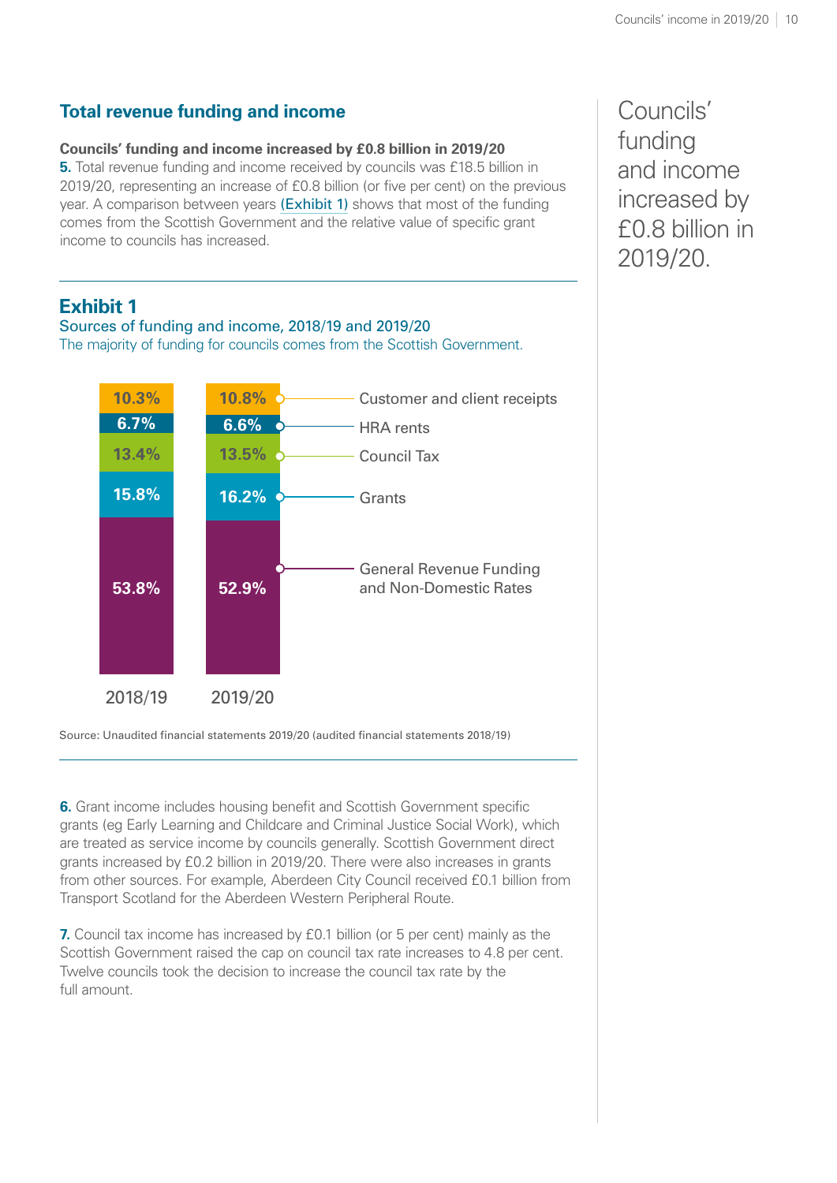## Total revenue funding and income

**Councils' funding and income increased by £0.8 billion in 2019/20**

**5.** Total revenue funding and income received by councils was £18.5 billion in 2019/20, representing an increase of £0.8 billion (or five per cent) on the previous year. A comparison between years (Exhibit 1) shows that most of the funding comes from the Scottish Government and the relative value of specific grant income to councils has increased.

Councils' funding and income increased by £0.8 billion in 2019/20.

### Exhibit 1

Sources of funding and income, 2018/19 and 2019/20

The majority of funding for councils comes from the Scottish Government.

| | 2018/19 | 2019/20 |
|---|---|---|
| Customer and client receipts | 10.3% | 10.8% |
| HRA rents | 6.7% | 6.6% |
| Council Tax | 13.4% | 13.5% |
| Grants | 15.8% | 16.2% |
| General Revenue Funding and Non-Domestic Rates | 53.8% | 52.9% |

Source: Unaudited financial statements 2019/20 (audited financial statements 2018/19)

**6.** Grant income includes housing benefit and Scottish Government specific grants (eg Early Learning and Childcare and Criminal Justice Social Work), which are treated as service income by councils generally. Scottish Government direct grants increased by £0.2 billion in 2019/20. There were also increases in grants from other sources. For example, Aberdeen City Council received £0.1 billion from Transport Scotland for the Aberdeen Western Peripheral Route.

**7.** Council tax income has increased by £0.1 billion (or 5 per cent) mainly as the Scottish Government raised the cap on council tax rate increases to 4.8 per cent. Twelve councils took the decision to increase the council tax rate by the full amount.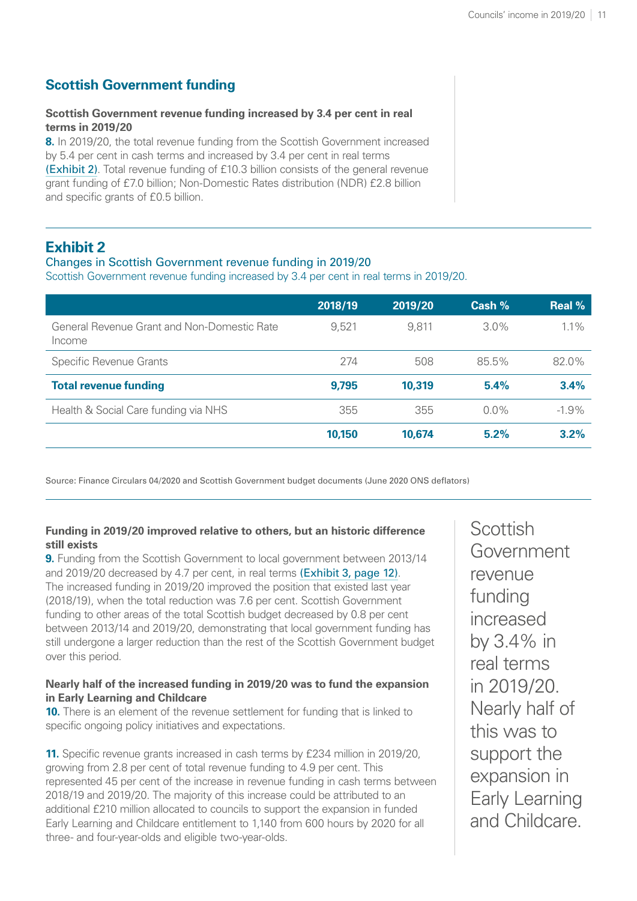## Scottish Government funding

**Scottish Government revenue funding increased by 3.4 per cent in real terms in 2019/20**

**8.** In 2019/20, the total revenue funding from the Scottish Government increased by 5.4 per cent in cash terms and increased by 3.4 per cent in real terms (Exhibit 2). Total revenue funding of £10.3 billion consists of the general revenue grant funding of £7.0 billion; Non-Domestic Rates distribution (NDR) £2.8 billion and specific grants of £0.5 billion.

## Exhibit 2

Changes in Scottish Government revenue funding in 2019/20

Scottish Government revenue funding increased by 3.4 per cent in real terms in 2019/20.

| | 2018/19 | 2019/20 | Cash % | Real % |
|---|---|---|---|---|
| General Revenue Grant and Non-Domestic Rate Income | 9,521 | 9,811 | 3.0% | 1.1% |
| Specific Revenue Grants | 274 | 508 | 85.5% | 82.0% |
| **Total revenue funding** | **9,795** | **10,319** | **5.4%** | **3.4%** |
| Health & Social Care funding via NHS | 355 | 355 | 0.0% | -1.9% |
| | **10,150** | **10,674** | **5.2%** | **3.2%** |

Source: Finance Circulars 04/2020 and Scottish Government budget documents (June 2020 ONS deflators)

**Funding in 2019/20 improved relative to others, but an historic difference still exists**

**9.** Funding from the Scottish Government to local government between 2013/14 and 2019/20 decreased by 4.7 per cent, in real terms (Exhibit 3, page 12). The increased funding in 2019/20 improved the position that existed last year (2018/19), when the total reduction was 7.6 per cent. Scottish Government funding to other areas of the total Scottish budget decreased by 0.8 per cent between 2013/14 and 2019/20, demonstrating that local government funding has still undergone a larger reduction than the rest of the Scottish Government budget over this period.

**Nearly half of the increased funding in 2019/20 was to fund the expansion in Early Learning and Childcare**

**10.** There is an element of the revenue settlement for funding that is linked to specific ongoing policy initiatives and expectations.

**11.** Specific revenue grants increased in cash terms by £234 million in 2019/20, growing from 2.8 per cent of total revenue funding to 4.9 per cent. This represented 45 per cent of the increase in revenue funding in cash terms between 2018/19 and 2019/20. The majority of this increase could be attributed to an additional £210 million allocated to councils to support the expansion in funded Early Learning and Childcare entitlement to 1,140 from 600 hours by 2020 for all three- and four-year-olds and eligible two-year-olds.

Scottish Government revenue funding increased by 3.4% in real terms in 2019/20. Nearly half of this was to support the expansion in Early Learning and Childcare.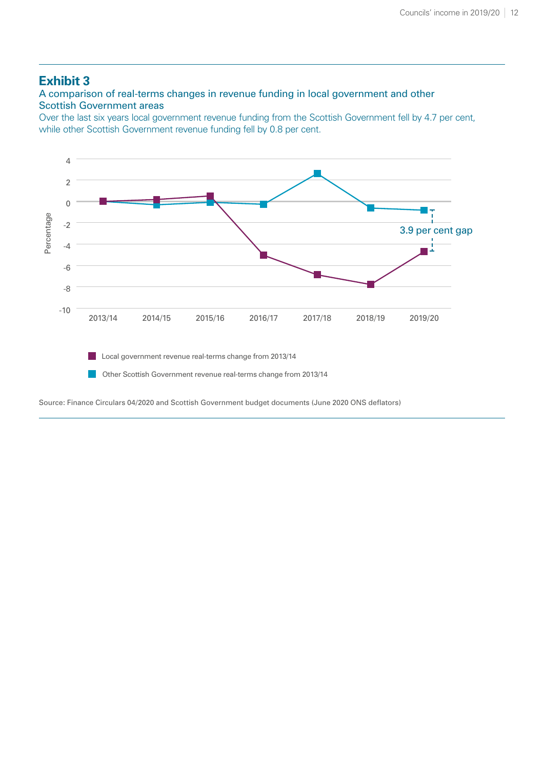## Exhibit 3

A comparison of real-terms changes in revenue funding in local government and other Scottish Government areas

Over the last six years local government revenue funding from the Scottish Government fell by 4.7 per cent, while other Scottish Government revenue funding fell by 0.8 per cent.

Percentage

4
2
0
-2
-4
-6
-8
-10

2013/14 2014/15 2015/16 2016/17 2017/18 2018/19 2019/20

3.9 per cent gap

Local government revenue real-terms change from 2013/14

Other Scottish Government revenue real-terms change from 2013/14

Source: Finance Circulars 04/2020 and Scottish Government budget documents (June 2020 ONS deflators)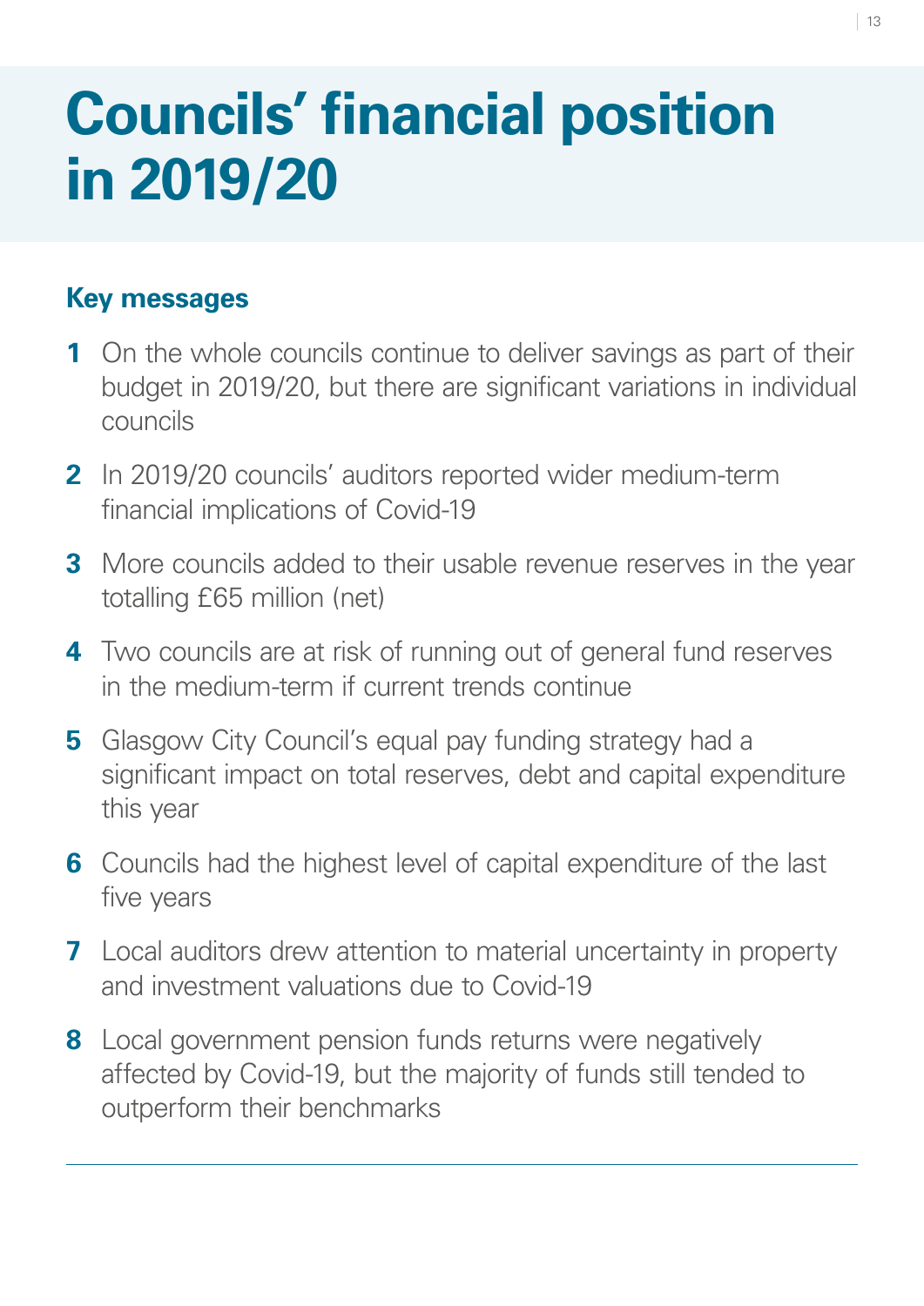# Councils' financial position in 2019/20

## Key messages

1. On the whole councils continue to deliver savings as part of their budget in 2019/20, but there are significant variations in individual councils
2. In 2019/20 councils' auditors reported wider medium-term financial implications of Covid-19
3. More councils added to their usable revenue reserves in the year totalling £65 million (net)
4. Two councils are at risk of running out of general fund reserves in the medium-term if current trends continue
5. Glasgow City Council's equal pay funding strategy had a significant impact on total reserves, debt and capital expenditure this year
6. Councils had the highest level of capital expenditure of the last five years
7. Local auditors drew attention to material uncertainty in property and investment valuations due to Covid-19
8. Local government pension funds returns were negatively affected by Covid-19, but the majority of funds still tended to outperform their benchmarks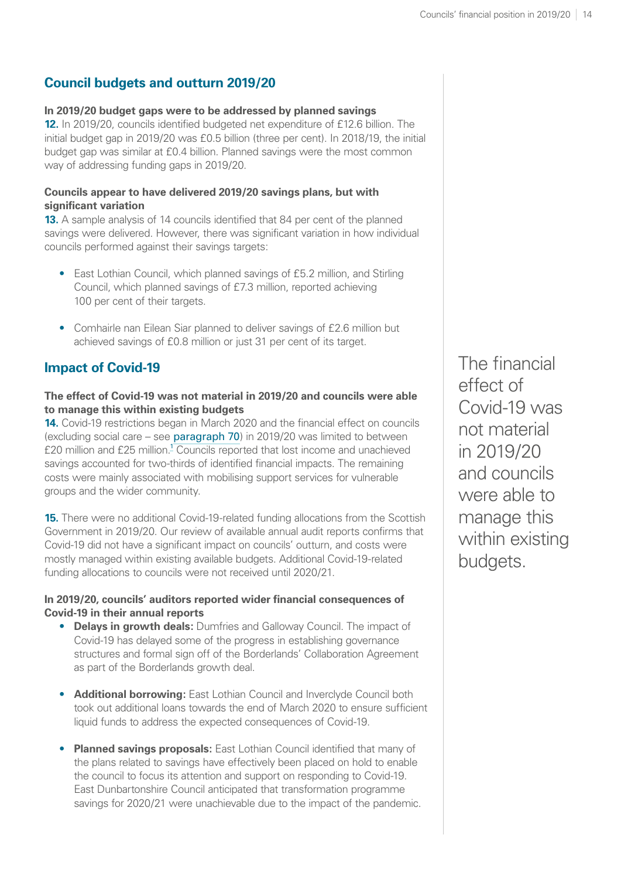## Council budgets and outturn 2019/20

**In 2019/20 budget gaps were to be addressed by planned savings**

**12.** In 2019/20, councils identified budgeted net expenditure of £12.6 billion. The initial budget gap in 2019/20 was £0.5 billion (three per cent). In 2018/19, the initial budget gap was similar at £0.4 billion. Planned savings were the most common way of addressing funding gaps in 2019/20.

**Councils appear to have delivered 2019/20 savings plans, but with significant variation**

**13.** A sample analysis of 14 councils identified that 84 per cent of the planned savings were delivered. However, there was significant variation in how individual councils performed against their savings targets:

- East Lothian Council, which planned savings of £5.2 million, and Stirling Council, which planned savings of £7.3 million, reported achieving 100 per cent of their targets.
- Comhairle nan Eilean Siar planned to deliver savings of £2.6 million but achieved savings of £0.8 million or just 31 per cent of its target.

## Impact of Covid-19

**The effect of Covid-19 was not material in 2019/20 and councils were able to manage this within existing budgets**

**14.** Covid-19 restrictions began in March 2020 and the financial effect on councils (excluding social care – see paragraph 70) in 2019/20 was limited to between £20 million and £25 million.[1] Councils reported that lost income and unachieved savings accounted for two-thirds of identified financial impacts. The remaining costs were mainly associated with mobilising support services for vulnerable groups and the wider community.

**15.** There were no additional Covid-19-related funding allocations from the Scottish Government in 2019/20. Our review of available annual audit reports confirms that Covid-19 did not have a significant impact on councils' outturn, and costs were mostly managed within existing available budgets. Additional Covid-related funding allocations to councils were not received until 2020/21.

**In 2019/20, councils' auditors reported wider financial consequences of Covid-19 in their annual reports**

- **Delays in growth deals:** Dumfries and Galloway Council. The impact of Covid-19 has delayed some of the progress in establishing governance structures and formal sign off of the Borderlands' Collaboration Agreement as part of the Borderlands growth deal.
- **Additional borrowing:** East Lothian Council and Inverclyde Council both took out additional loans towards the end of March 2020 to ensure sufficient liquid funds to address the expected consequences of Covid-19.
- **Planned savings proposals:** East Lothian Council identified that many of the plans related to savings have effectively been placed on hold to enable the council to focus its attention and support on responding to Covid-19. East Dunbartonshire Council anticipated that transformation programme savings for 2020/21 were unachievable due to the impact of the pandemic.

The financial effect of Covid-19 was not material in 2019/20 and councils were able to manage this within existing budgets.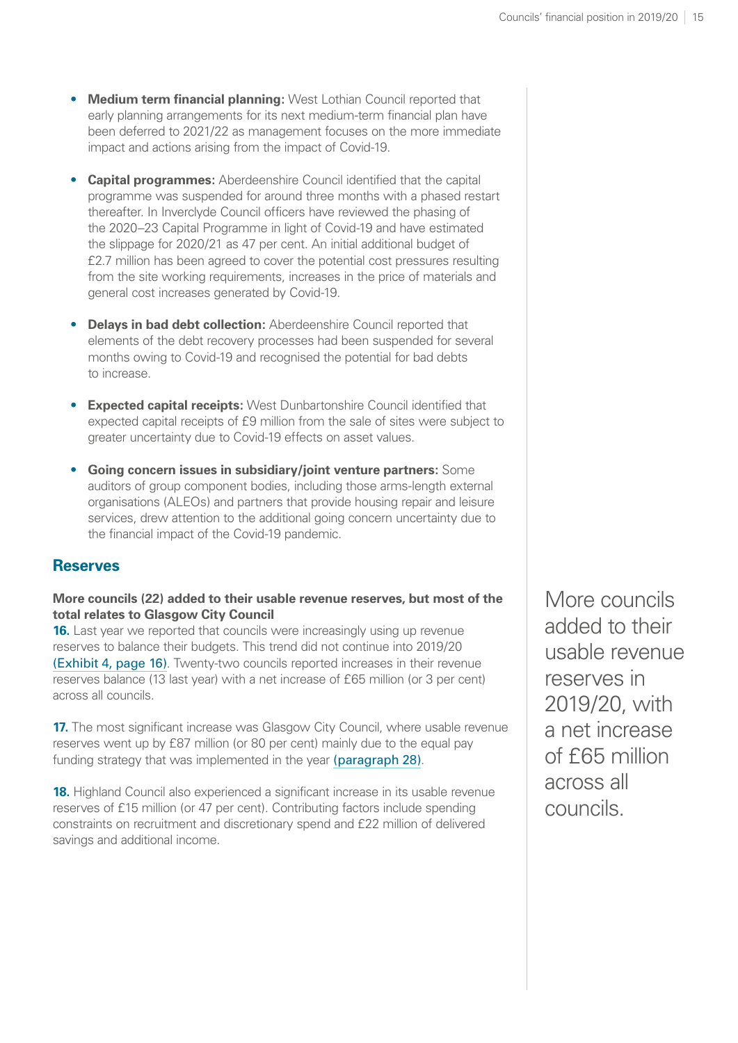- **Medium term financial planning:** West Lothian Council reported that early planning arrangements for its next medium-term financial plan have been deferred to 2021/22 as management focuses on the more immediate impact and actions arising from the impact of Covid-19.

- **Capital programmes:** Aberdeenshire Council identified that the capital programme was suspended for around three months with a phased restart thereafter. In Inverclyde Council officers have reviewed the phasing of the 2020–23 Capital Programme in light of Covid-19 and have estimated the slippage for 2020/21 as 47 per cent. An initial additional budget of £2.7 million has been agreed to cover the potential cost pressures resulting from the site working requirements, increases in the price of materials and general cost increases generated by Covid-19.

- **Delays in bad debt collection:** Aberdeenshire Council reported that elements of the debt recovery processes had been suspended for several months owing to Covid-19 and recognised the potential for bad debts to increase.

- **Expected capital receipts:** West Dunbartonshire Council identified that expected capital receipts of £9 million from the sale of sites were subject to greater uncertainty due to Covid-19 effects on asset values.

- **Going concern issues in subsidiary/joint venture partners:** Some auditors of group component bodies, including those arms-length external organisations (ALEOs) and partners that provide housing repair and leisure services, drew attention to the additional going concern uncertainty due to the financial impact of the Covid-19 pandemic.

## Reserves

**More councils (22) added to their usable revenue reserves, but most of the total relates to Glasgow City Council**

**16.** Last year we reported that councils were increasingly using up revenue reserves to balance their budgets. This trend did not continue into 2019/20 (Exhibit 4, page 16). Twenty-two councils reported increases in their revenue reserves balance (13 last year) with a net increase of £65 million (or 3 per cent) across all councils.

**17.** The most significant increase was Glasgow City Council, where usable revenue reserves went up by £87 million (or 80 per cent) mainly due to the equal pay funding strategy that was implemented in the year (paragraph 28).

**18.** Highland Council also experienced a significant increase in its usable revenue reserves of £15 million (or 47 per cent). Contributing factors include spending constraints on recruitment and discretionary spend and £22 million of delivered savings and additional income.

More councils added to their usable revenue reserves in 2019/20, with a net increase of £65 million across all councils.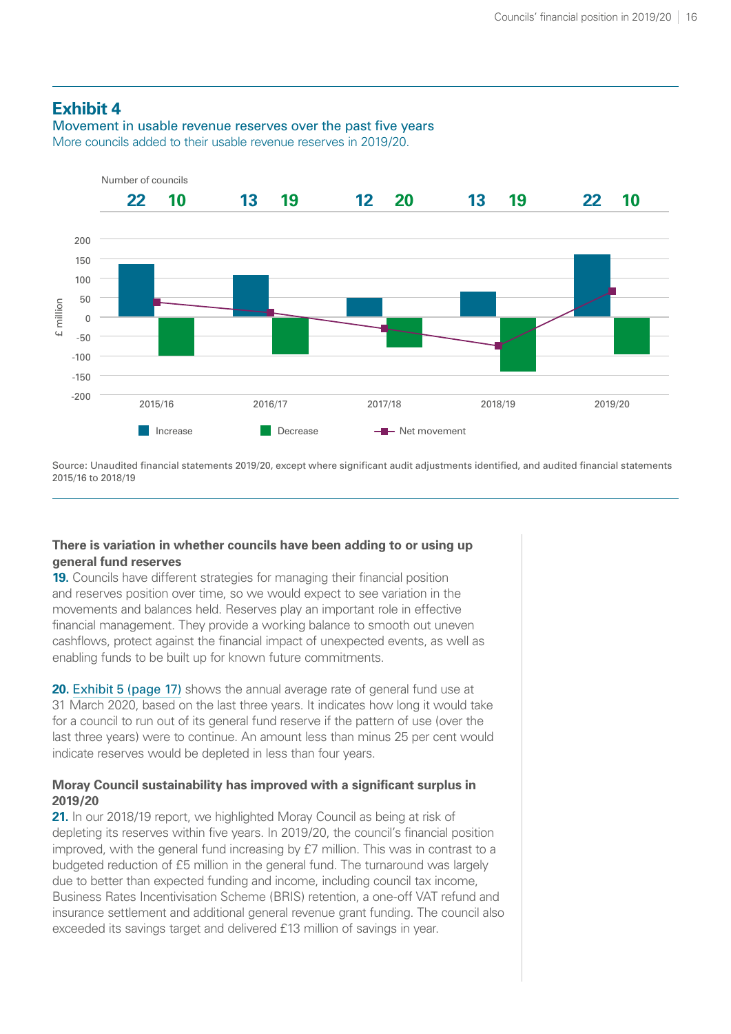## Exhibit 4

Movement in usable revenue reserves over the past five years

More councils added to their usable revenue reserves in 2019/20.

Number of councils

| | 2015/16 | 2016/17 | 2017/18 | 2018/19 | 2019/20 |
|---|---|---|---|---|---|
| Increase | 22 | 13 | 12 | 13 | 22 |
| Decrease | 10 | 19 | 20 | 19 | 10 |

Source: Unaudited financial statements 2019/20, except where significant audit adjustments identified, and audited financial statements 2015/16 to 2018/19

### There is variation in whether councils have been adding to or using up general fund reserves

**19.** Councils have different strategies for managing their financial position and reserves position over time, so we would expect to see variation in the movements and balances held. Reserves play an important role in effective financial management. They provide a working balance to smooth out uneven cashflows, protect against the financial impact of unexpected events, as well as enabling funds to be built up for known future commitments.

**20.** Exhibit 5 (page 17) shows the annual average rate of general fund use at 31 March 2020, based on the last three years. It indicates how long it would take for a council to run out of its general fund reserve if the pattern of use (over the last three years) were to continue. An amount less than minus 25 per cent would indicate reserves would be depleted in less than four years.

### Moray Council sustainability has improved with a significant surplus in 2019/20

**21.** In our 2018/19 report, we highlighted Moray Council as being at risk of depleting its reserves within five years. In 2019/20, the council's financial position improved, with the general fund increasing by £7 million. This was in contrast to a budgeted reduction of £5 million in the general fund. The turnaround was largely due to better than expected funding and income, including council tax income, Business Rates Incentivisation Scheme (BRIS) retention, a one-off VAT refund and insurance settlement and additional general revenue grant funding. The council also exceeded its savings target and delivered £13 million of savings in year.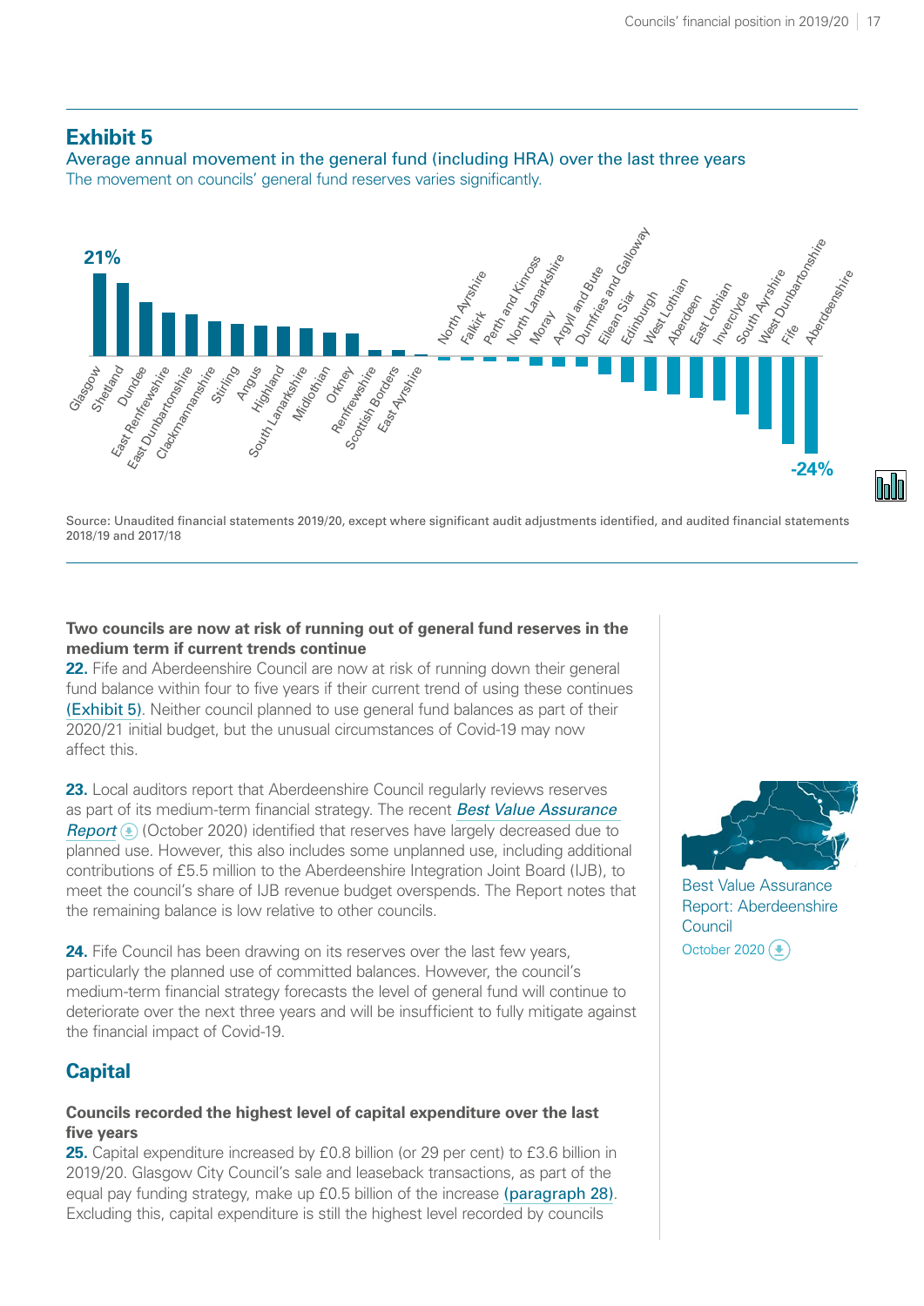## Exhibit 5

Average annual movement in the general fund (including HRA) over the last three years

The movement on councils' general fund reserves varies significantly.

21%

Glasgow, Shetland, Dundee, East Renfrewshire, East Dunbartonshire, Clackmannanshire, Stirling, Angus, Highland, South Lanarkshire, Midlothian, Orkney, Renfrewshire, Scottish Borders, East Ayrshire, North Ayrshire, Falkirk, Perth and Kinross, North Lanarkshire, Moray, Argyll and Bute, Dumfries and Galloway, Eilean Siar, Edinburgh, West Lothian, Aberdeen, East Lothian, Inverclyde, South Ayrshire, West Dunbartonshire, Fife, Aberdeenshire

-24%

Source: Unaudited financial statements 2019/20, except where significant audit adjustments identified, and audited financial statements 2018/19 and 2017/18

**Two councils are now at risk of running out of general fund reserves in the medium term if current trends continue**

**22.** Fife and Aberdeenshire Council are now at risk of running down their general fund balance within four to five years if their current trend of using these continues (Exhibit 5). Neither council planned to use general fund balances as part of their 2020/21 initial budget, but the unusual circumstances of Covid-19 may now affect this.

**23.** Local auditors report that Aberdeenshire Council regularly reviews reserves as part of its medium-term financial strategy. The recent *Best Value Assurance Report* (October 2020) identified that reserves have largely decreased due to planned use. However, this also includes some unplanned use, including additional contributions of £5.5 million to the Aberdeenshire Integration Joint Board (IJB), to meet the council's share of IJB revenue budget overspends. The Report notes that the remaining balance is low relative to other councils.

**24.** Fife Council has been drawing on its reserves over the last few years, particularly the planned use of committed balances. However, the council's medium-term financial strategy forecasts the level of general fund will continue to deteriorate over the next three years and will be insufficient to fully mitigate against the financial impact of Covid-19.

Best Value Assurance Report: Aberdeenshire Council
October 2020

## Capital

**Councils recorded the highest level of capital expenditure over the last five years**

**25.** Capital expenditure increased by £0.8 billion (or 29 per cent) to £3.6 billion in 2019/20. Glasgow City Council's sale and leaseback transactions, as part of the equal pay funding strategy, make up £0.5 billion of the increase (paragraph 28). Excluding this, capital expenditure is still the highest level recorded by councils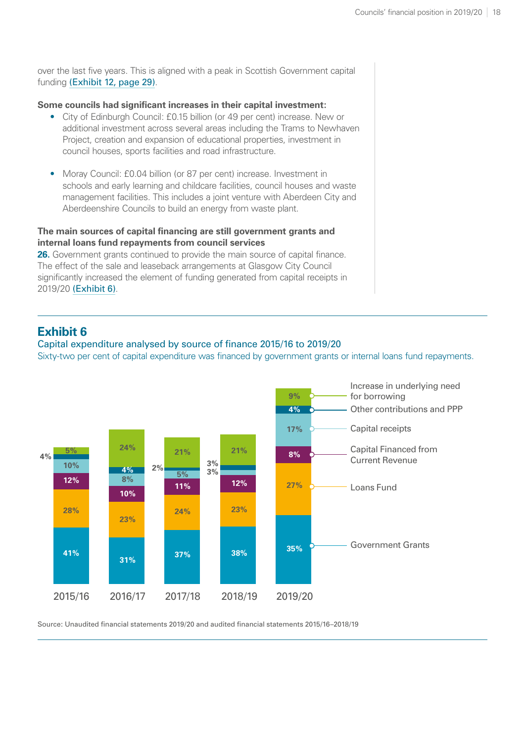over the last five years. This is aligned with a peak in Scottish Government capital funding (Exhibit 12, page 29).

**Some councils had significant increases in their capital investment:**

- City of Edinburgh Council: £0.15 billion (or 49 per cent) increase. New or additional investment across several areas including the Trams to Newhaven Project, creation and expansion of educational properties, investment in council houses, sports facilities and road infrastructure.

- Moray Council: £0.04 billion (or 87 per cent) increase. Investment in schools and early learning and childcare facilities, council houses and waste management facilities. This includes a joint venture with Aberdeen City and Aberdeenshire Councils to build an energy from waste plant.

**The main sources of capital financing are still government grants and internal loans fund repayments from council services**

**26.** Government grants continued to provide the main source of capital finance. The effect of the sale and leaseback arrangements at Glasgow City Council significantly increased the element of funding generated from capital receipts in 2019/20 (Exhibit 6).

## Exhibit 6

Capital expenditure analysed by source of finance 2015/16 to 2019/20

Sixty-two per cent of capital expenditure was financed by government grants or internal loans fund repayments.

| Source of finance | 2015/16 | 2016/17 | 2017/18 | 2018/19 | 2019/20 |
|---|---|---|---|---|---|
| Increase in underlying need for borrowing | 5% | 24% | 21% | 21% | 9% |
| Other contributions and PPP | 4% | 4% | 2% | 3% | 4% |
| Capital receipts | 10% | 8% | 5% | 3% | 17% |
| Capital Financed from Current Revenue | 12% | 10% | 11% | 12% | 8% |
| Loans Fund | 28% | 23% | 24% | 23% | 27% |
| Government Grants | 41% | 31% | 37% | 38% | 35% |

Source: Unaudited financial statements 2019/20 and audited financial statements 2015/16–2018/19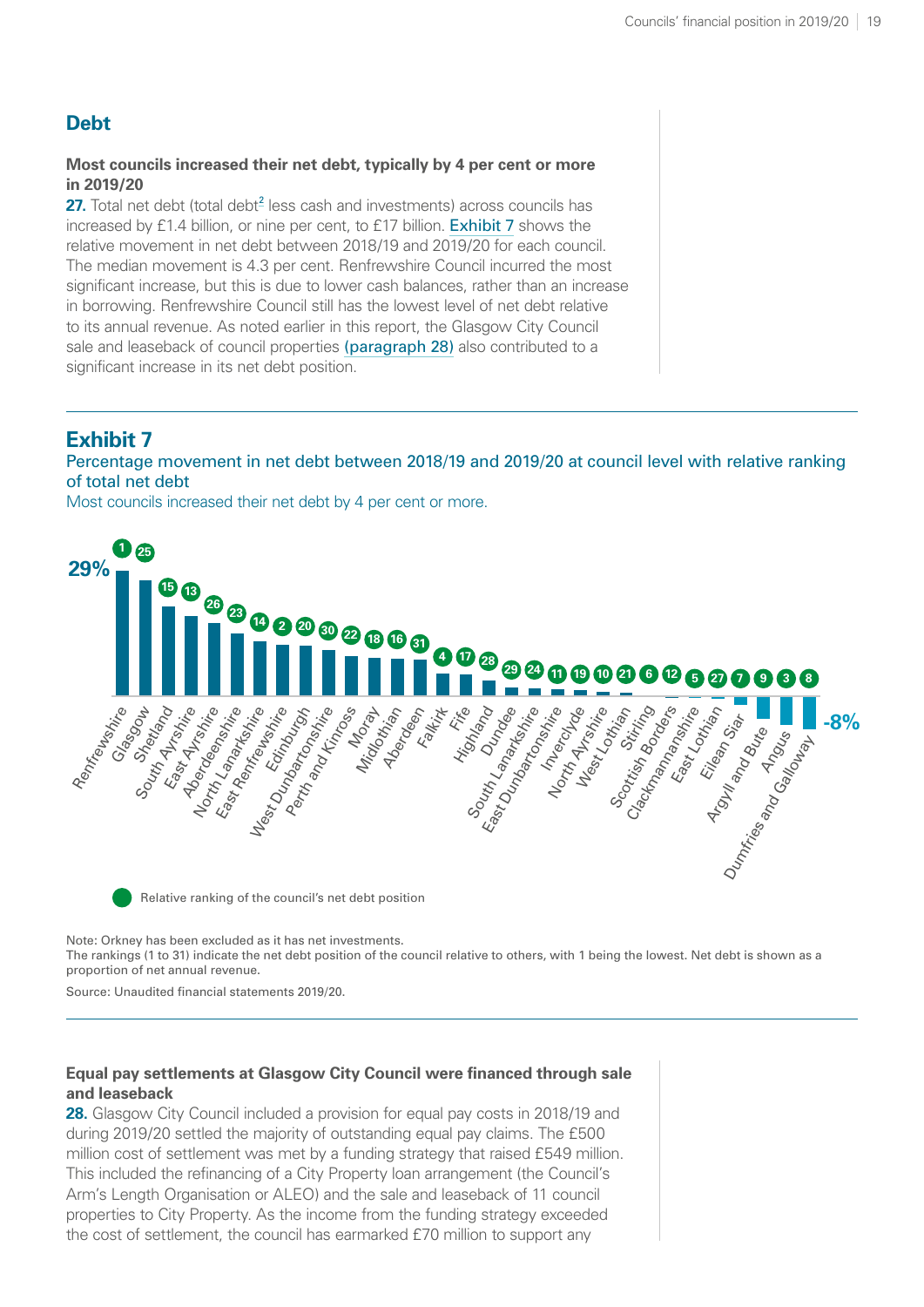## Debt

**Most councils increased their net debt, typically by 4 per cent or more in 2019/20**

**27.** Total net debt (total debt[2] less cash and investments) across councils has increased by £1.4 billion, or nine per cent, to £17 billion. Exhibit 7 shows the relative movement in net debt between 2018/19 and 2019/20 for each council. The median movement is 4.3 per cent. Renfrewshire Council incurred the most significant increase, but this is due to lower cash balances, rather than an increase in borrowing. Renfrewshire Council still has the lowest level of net debt relative to its annual revenue. As noted earlier in this report, the Glasgow City Council sale and leaseback of council properties (paragraph 28) also contributed to a significant increase in its net debt position.

## Exhibit 7

Percentage movement in net debt between 2018/19 and 2019/20 at council level with relative ranking of total net debt

Most councils increased their net debt by 4 per cent or more.

| Council | Relative ranking of the council's net debt position |
|---|---|
| Renfrewshire | 1 |
| Glasgow | 25 |
| Shetland | 15 |
| South Ayrshire | 13 |
| East Ayrshire | 26 |
| Aberdeenshire | 23 |
| North Lanarkshire | 14 |
| East Renfrewshire | 2 |
| Edinburgh | 20 |
| West Dunbartonshire | 30 |
| Perth and Kinross | 22 |
| Moray | 18 |
| Midlothian | 16 |
| Aberdeen | 31 |
| Falkirk | 4 |
| Fife | 17 |
| Highland | 28 |
| Dundee | 29 |
| South Lanarkshire | 24 |
| East Dunbartonshire | 11 |
| Inverclyde | 19 |
| North Ayrshire | 10 |
| West Lothian | 21 |
| Stirling | 6 |
| Scottish Borders | 12 |
| Clackmannanshire | 5 |
| East Lothian | 27 |
| Eilean Siar | 7 |
| Argyll and Bute | 9 |
| Angus | 3 |
| Dumfries and Galloway | 8 |

Movement ranges from 29% (Renfrewshire) to -8% (Dumfries and Galloway).

Relative ranking of the council's net debt position

Note: Orkney has been excluded as it has net investments.
The rankings (1 to 31) indicate the net debt position of the council relative to others, with 1 being the lowest. Net debt is shown as a proportion of net annual revenue.

Source: Unaudited financial statements 2019/20.

**Equal pay settlements at Glasgow City Council were financed through sale and leaseback**

**28.** Glasgow City Council included a provision for equal pay costs in 2018/19 and during 2019/20 settled the majority of outstanding equal pay claims. The £500 million cost of settlement was met by a funding strategy that raised £549 million. This included the refinancing of a City Property loan arrangement (the Council's Arm's Length Organisation or ALEO) and the sale and leaseback of 11 council properties to City Property. As the income from the funding strategy exceeded the cost of settlement, the council has earmarked £70 million to support any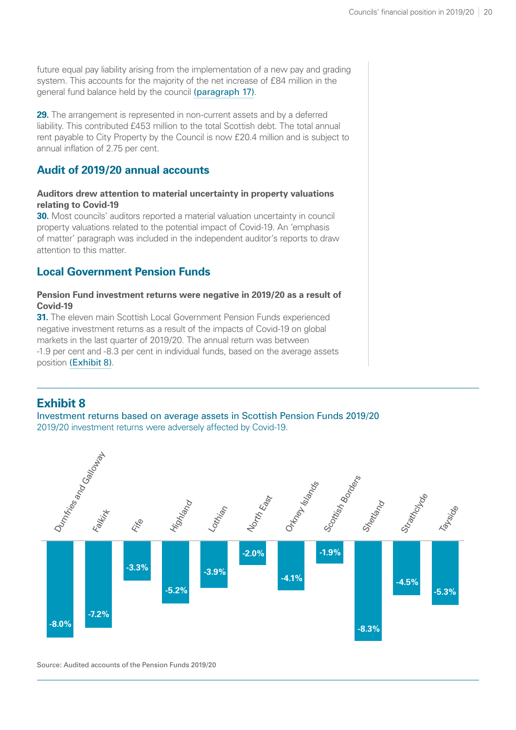future equal pay liability arising from the implementation of a new pay and grading system. This accounts for the majority of the net increase of £84 million in the general fund balance held by the council (paragraph 17).

**29.** The arrangement is represented in non-current assets and by a deferred liability. This contributed £453 million to the total Scottish debt. The total annual rent payable to City Property by the Council is now £20.4 million and is subject to annual inflation of 2.75 per cent.

## Audit of 2019/20 annual accounts

**Auditors drew attention to material uncertainty in property valuations relating to Covid-19**

**30.** Most councils' auditors reported a material valuation uncertainty in council property valuations related to the potential impact of Covid-19. An 'emphasis of matter' paragraph was included in the independent auditor's reports to draw attention to this matter.

## Local Government Pension Funds

**Pension Fund investment returns were negative in 2019/20 as a result of Covid-19**

**31.** The eleven main Scottish Local Government Pension Funds experienced negative investment returns as a result of the impacts of Covid-19 on global markets in the last quarter of 2019/20. The annual return was between -1.9 per cent and -8.3 per cent in individual funds, based on the average assets position (Exhibit 8).

## Exhibit 8

Investment returns based on average assets in Scottish Pension Funds 2019/20

2019/20 investment returns were adversely affected by Covid-19.

| Pension Fund | Investment return |
|---|---|
| Dumfries and Galloway | -8.0% |
| Falkirk | -7.2% |
| Fife | -3.3% |
| Highland | -5.2% |
| Lothian | -3.9% |
| North East | -2.0% |
| Orkney Islands | -4.1% |
| Scottish Borders | -1.9% |
| Shetland | -8.3% |
| Strathclyde | -4.5% |
| Tayside | -5.3% |

Source: Audited accounts of the Pension Funds 2019/20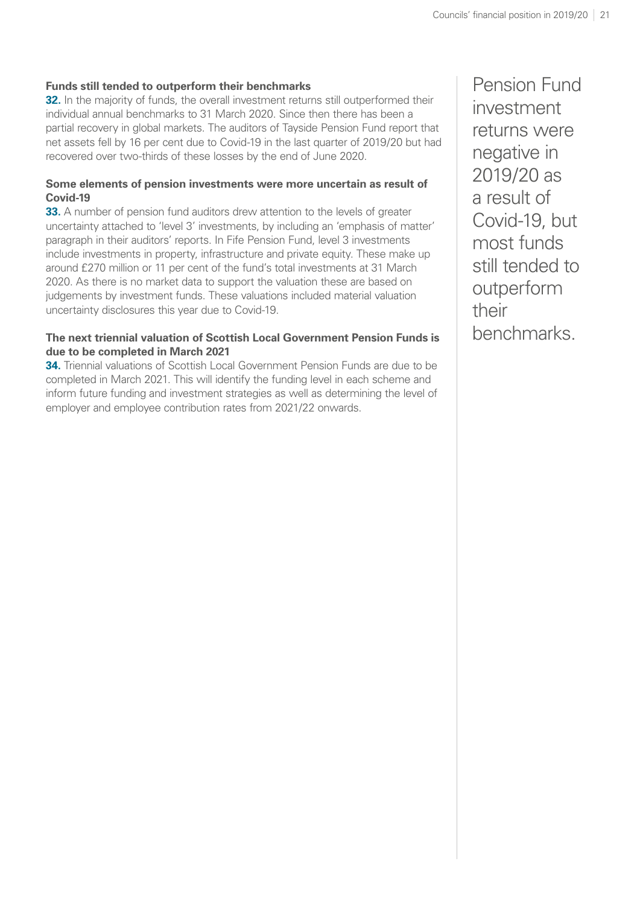**Funds still tended to outperform their benchmarks**

**32.** In the majority of funds, the overall investment returns still outperformed their individual annual benchmarks to 31 March 2020. Since then there has been a partial recovery in global markets. The auditors of Tayside Pension Fund report that net assets fell by 16 per cent due to Covid-19 in the last quarter of 2019/20 but had recovered over two-thirds of these losses by the end of June 2020.

**Some elements of pension investments were more uncertain as result of Covid-19**

**33.** A number of pension fund auditors drew attention to the levels of greater uncertainty attached to 'level 3' investments, by including an 'emphasis of matter' paragraph in their auditors' reports. In Fife Pension Fund, level 3 investments include investments in property, infrastructure and private equity. These make up around £270 million or 11 per cent of the fund's total investments at 31 March 2020. As there is no market data to support the valuation these are based on judgements by investment funds. These valuations included material valuation uncertainty disclosures this year due to Covid-19.

**The next triennial valuation of Scottish Local Government Pension Funds is due to be completed in March 2021**

**34.** Triennial valuations of Scottish Local Government Pension Funds are due to be completed in March 2021. This will identify the funding level in each scheme and inform future funding and investment strategies as well as determining the level of employer and employee contribution rates from 2021/22 onwards.

Pension Fund investment returns were negative in 2019/20 as a result of Covid-19, but most funds still tended to outperform their benchmarks.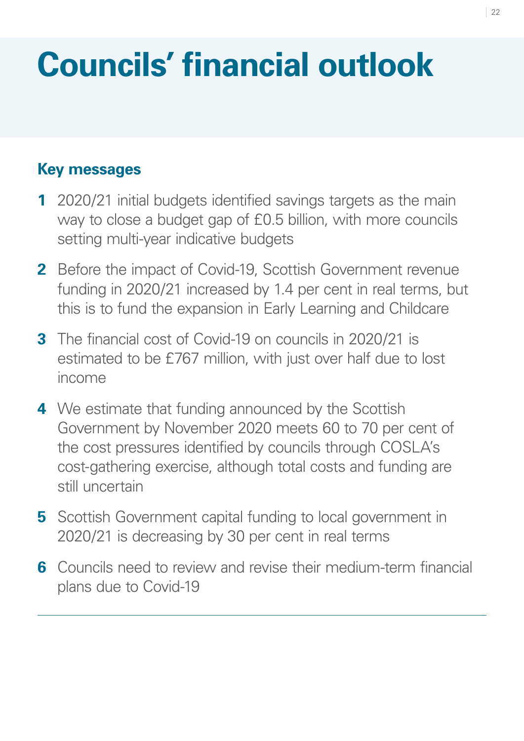# Councils' financial outlook

## Key messages

1. 2020/21 initial budgets identified savings targets as the main way to close a budget gap of £0.5 billion, with more councils setting multi-year indicative budgets
2. Before the impact of Covid-19, Scottish Government revenue funding in 2020/21 increased by 1.4 per cent in real terms, but this is to fund the expansion in Early Learning and Childcare
3. The financial cost of Covid-19 on councils in 2020/21 is estimated to be £767 million, with just over half due to lost income
4. We estimate that funding announced by the Scottish Government by November 2020 meets 60 to 70 per cent of the cost pressures identified by councils through COSLA's cost-gathering exercise, although total costs and funding are still uncertain
5. Scottish Government capital funding to local government in 2020/21 is decreasing by 30 per cent in real terms
6. Councils need to review and revise their medium-term financial plans due to Covid-19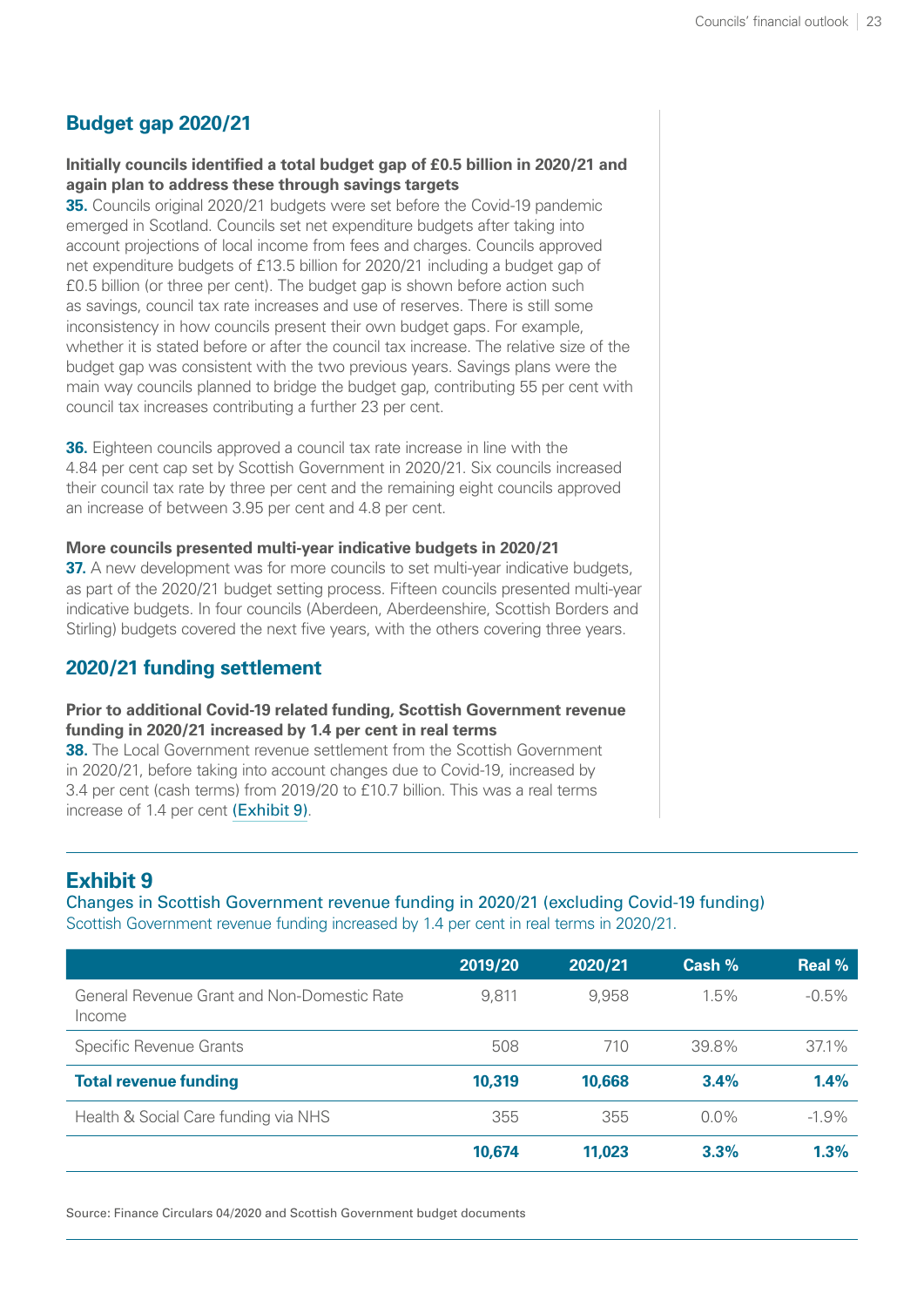## Budget gap 2020/21

**Initially councils identified a total budget gap of £0.5 billion in 2020/21 and again plan to address these through savings targets**

**35.** Councils original 2020/21 budgets were set before the Covid-19 pandemic emerged in Scotland. Councils set net expenditure budgets after taking into account projections of local income from fees and charges. Councils approved net expenditure budgets of £13.5 billion for 2020/21 including a budget gap of £0.5 billion (or three per cent). The budget gap is shown before action such as savings, council tax rate increases and use of reserves. There is still some inconsistency in how councils present their own budget gaps. For example, whether it is stated before or after the council tax increase. The relative size of the budget gap was consistent with the two previous years. Savings plans were the main way councils planned to bridge the budget gap, contributing 55 per cent with council tax increases contributing a further 23 per cent.

**36.** Eighteen councils approved a council tax rate increase in line with the 4.84 per cent cap set by Scottish Government in 2020/21. Six councils increased their council tax rate by three per cent and the remaining eight councils approved an increase of between 3.95 per cent and 4.8 per cent.

**More councils presented multi-year indicative budgets in 2020/21**

**37.** A new development was for more councils to set multi-year indicative budgets, as part of the 2020/21 budget setting process. Fifteen councils presented multi-year indicative budgets. In four councils (Aberdeen, Aberdeenshire, Scottish Borders and Stirling) budgets covered the next five years, with the others covering three years.

## 2020/21 funding settlement

**Prior to additional Covid-19 related funding, Scottish Government revenue funding in 2020/21 increased by 1.4 per cent in real terms**

**38.** The Local Government revenue settlement from the Scottish Government in 2020/21, before taking into account changes due to Covid-19, increased by 3.4 per cent (cash terms) from 2019/20 to £10.7 billion. This was a real terms increase of 1.4 per cent (Exhibit 9).

## Exhibit 9

Changes in Scottish Government revenue funding in 2020/21 (excluding Covid-19 funding)

Scottish Government revenue funding increased by 1.4 per cent in real terms in 2020/21.

| | 2019/20 | 2020/21 | Cash % | Real % |
|---|---|---|---|---|
| General Revenue Grant and Non-Domestic Rate Income | 9,811 | 9,958 | 1.5% | -0.5% |
| Specific Revenue Grants | 508 | 710 | 39.8% | 37.1% |
| **Total revenue funding** | **10,319** | **10,668** | **3.4%** | **1.4%** |
| Health & Social Care funding via NHS | 355 | 355 | 0.0% | -1.9% |
| | **10,674** | **11,023** | **3.3%** | **1.3%** |

Source: Finance Circulars 04/2020 and Scottish Government budget documents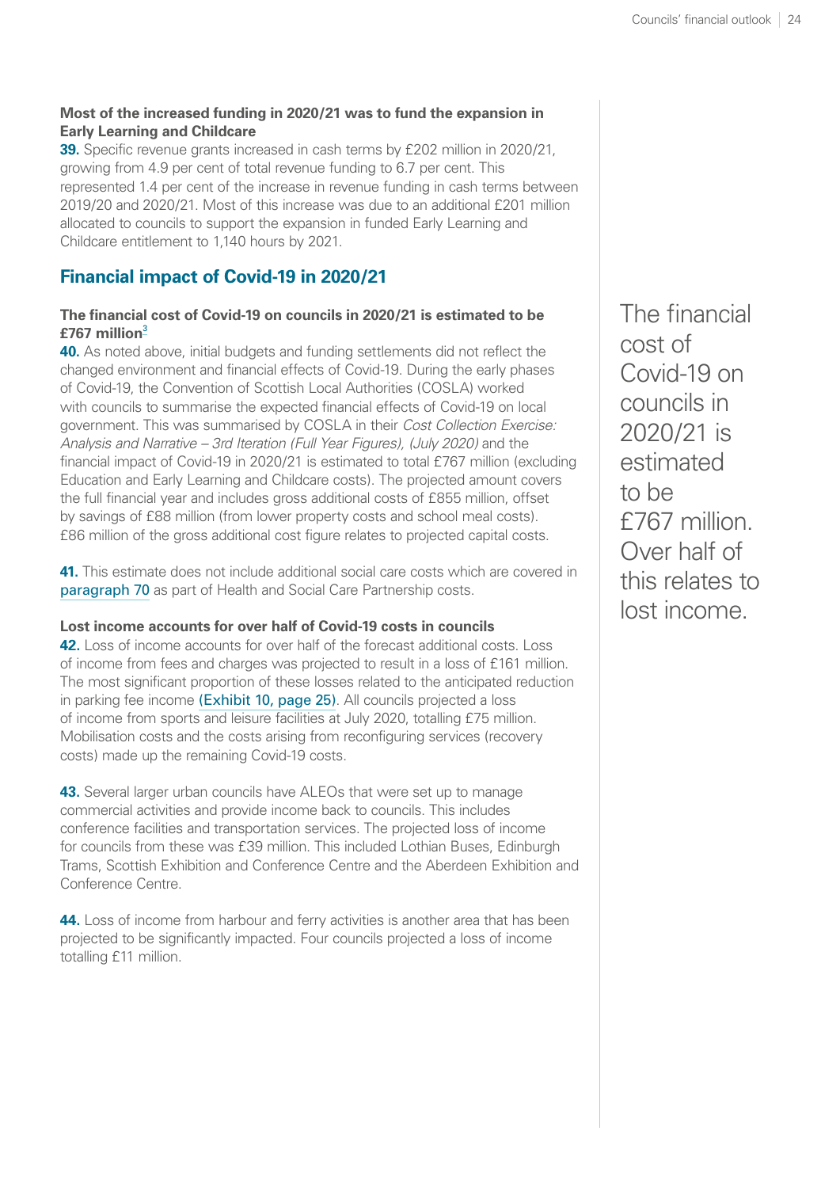**Most of the increased funding in 2020/21 was to fund the expansion in Early Learning and Childcare**

**39.** Specific revenue grants increased in cash terms by £202 million in 2020/21, growing from 4.9 per cent of total revenue funding to 6.7 per cent. This represented 1.4 per cent of the increase in revenue funding in cash terms between 2019/20 and 2020/21. Most of this increase was due to an additional £201 million allocated to councils to support the expansion in funded Early Learning and Childcare entitlement to 1,140 hours by 2021.

## Financial impact of Covid-19 in 2020/21

**The financial cost of Covid-19 on councils in 2020/21 is estimated to be £767 million**[3]

**40.** As noted above, initial budgets and funding settlements did not reflect the changed environment and financial effects of Covid-19. During the early phases of Covid-19, the Convention of Scottish Local Authorities (COSLA) worked with councils to summarise the expected financial effects of Covid-19 on local government. This was summarised by COSLA in their *Cost Collection Exercise: Analysis and Narrative – 3rd Iteration (Full Year Figures), (July 2020)* and the financial impact of Covid-19 in 2020/21 is estimated to total £767 million (excluding Education and Early Learning and Childcare costs). The projected amount covers the full financial year and includes gross additional costs of £855 million, offset by savings of £88 million (from lower property costs and school meal costs). £86 million of the gross additional cost figure relates to projected capital costs.

**41.** This estimate does not include additional social care costs which are covered in paragraph 70 as part of Health and Social Care Partnership costs.

**Lost income accounts for over half of Covid-19 costs in councils**

**42.** Loss of income accounts for over half of the forecast additional costs. Loss of income from fees and charges was projected to result in a loss of £161 million. The most significant proportion of these losses related to the anticipated reduction in parking fee income (Exhibit 10, page 25). All councils projected a loss of income from sports and leisure facilities at July 2020, totalling £75 million. Mobilisation costs and the costs arising from reconfiguring services (recovery costs) made up the remaining Covid-19 costs.

**43.** Several larger urban councils have ALEOs that were set up to manage commercial activities and provide income back to councils. This includes conference facilities and transportation services. The projected loss of income for councils from these was £39 million. This included Lothian Buses, Edinburgh Trams, Scottish Exhibition and Conference Centre and the Aberdeen Exhibition and Conference Centre.

**44.** Loss of income from harbour and ferry activities is another area that has been projected to be significantly impacted. Four councils projected a loss of income totalling £11 million.

The financial cost of Covid-19 on councils in 2020/21 is estimated to be £767 million. Over half of this relates to lost income.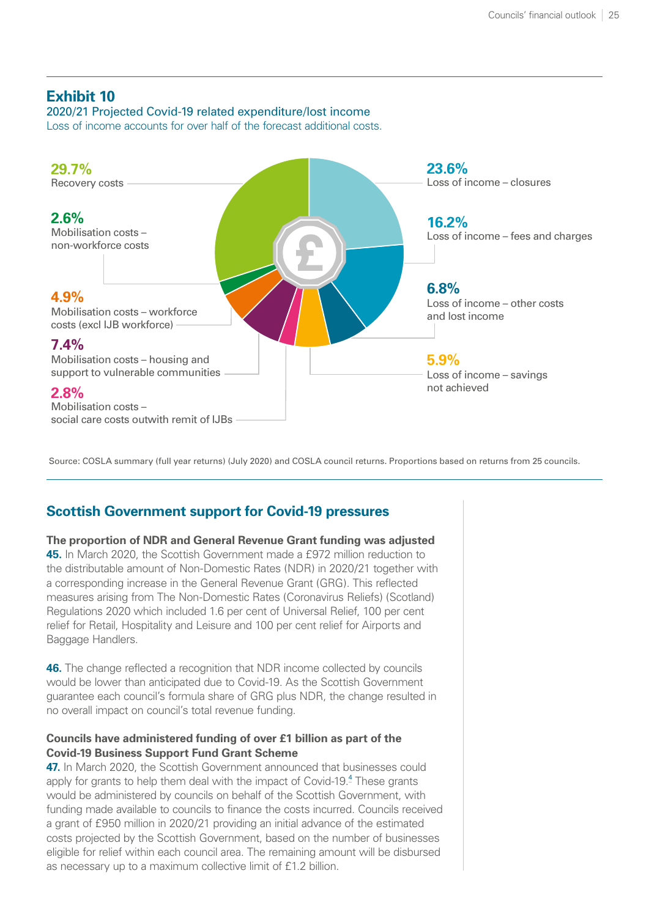## Exhibit 10

2020/21 Projected Covid-19 related expenditure/lost income

Loss of income accounts for over half of the forecast additional costs.

| Category | Percentage |
|---|---|
| Recovery costs | 29.7% |
| Mobilisation costs – non-workforce costs | 2.6% |
| Mobilisation costs – workforce costs (excl IJB workforce) | 4.9% |
| Mobilisation costs – housing and support to vulnerable communities | 7.4% |
| Mobilisation costs – social care costs outwith remit of IJBs | 2.8% |
| Loss of income – closures | 23.6% |
| Loss of income – fees and charges | 16.2% |
| Loss of income – other costs and lost income | 6.8% |
| Loss of income – savings not achieved | 5.9% |

Source: COSLA summary (full year returns) (July 2020) and COSLA council returns. Proportions based on returns from 25 councils.

## Scottish Government support for Covid-19 pressures

**The proportion of NDR and General Revenue Grant funding was adjusted**

**45.** In March 2020, the Scottish Government made a £972 million reduction to the distributable amount of Non-Domestic Rates (NDR) in 2020/21 together with a corresponding increase in the General Revenue Grant (GRG). This reflected measures arising from The Non-Domestic Rates (Coronavirus Reliefs) (Scotland) Regulations 2020 which included 1.6 per cent of Universal Relief, 100 per cent relief for Retail, Hospitality and Leisure and 100 per cent relief for Airports and Baggage Handlers.

**46.** The change reflected a recognition that NDR income collected by councils would be lower than anticipated due to Covid-19. As the Scottish Government guarantee each council's formula share of GRG plus NDR, the change resulted in no overall impact on council's total revenue funding.

**Councils have administered funding of over £1 billion as part of the Covid-19 Business Support Fund Grant Scheme**

**47.** In March 2020, the Scottish Government announced that businesses could apply for grants to help them deal with the impact of Covid-19.[4] These grants would be administered by councils on behalf of the Scottish Government, with funding made available to councils to finance the costs incurred. Councils received a grant of £950 million in 2020/21 providing an initial advance of the estimated costs projected by the Scottish Government, based on the number of businesses eligible for relief within each council area. The remaining amount will be disbursed as necessary up to a maximum collective limit of £1.2 billion.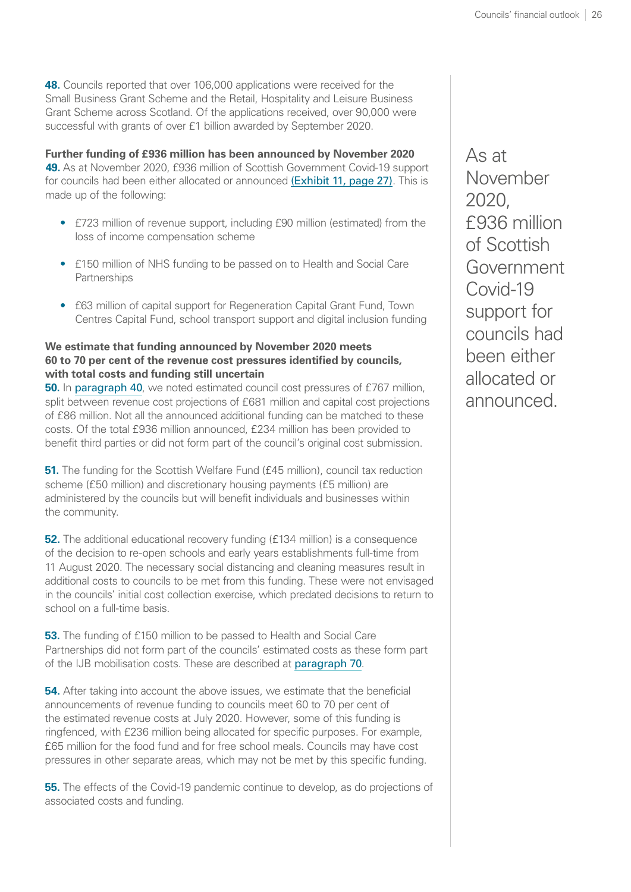**48.** Councils reported that over 106,000 applications were received for the Small Business Grant Scheme and the Retail, Hospitality and Leisure Business Grant Scheme across Scotland. Of the applications received, over 90,000 were successful with grants of over £1 billion awarded by September 2020.

**Further funding of £936 million has been announced by November 2020**

**49.** As at November 2020, £936 million of Scottish Government Covid-19 support for councils had been either allocated or announced (Exhibit 11, page 27). This is made up of the following:

- £723 million of revenue support, including £90 million (estimated) from the loss of income compensation scheme
- £150 million of NHS funding to be passed on to Health and Social Care Partnerships
- £63 million of capital support for Regeneration Capital Grant Fund, Town Centres Capital Fund, school transport support and digital inclusion funding

**We estimate that funding announced by November 2020 meets 60 to 70 per cent of the revenue cost pressures identified by councils, with total costs and funding still uncertain**

**50.** In paragraph 40, we noted estimated council cost pressures of £767 million, split between revenue cost projections of £681 million and capital cost projections of £86 million. Not all the announced additional funding can be matched to these costs. Of the total £936 million announced, £234 million has been provided to benefit third parties or did not form part of the council's original cost submission.

**51.** The funding for the Scottish Welfare Fund (£45 million), council tax reduction scheme (£50 million) and discretionary housing payments (£5 million) are administered by the councils but will benefit individuals and businesses within the community.

**52.** The additional educational recovery funding (£134 million) is a consequence of the decision to re-open schools and early years establishments full-time from 11 August 2020. The necessary social distancing and cleaning measures result in additional costs to councils to be met from this funding. These were not envisaged in the councils' initial cost collection exercise, which predated decisions to return to school on a full-time basis.

**53.** The funding of £150 million to be passed to Health and Social Care Partnerships did not form part of the councils' estimated costs as these form part of the IJB mobilisation costs. These are described at paragraph 70.

**54.** After taking into account the above issues, we estimate that the beneficial announcements of revenue funding to councils meet 60 to 70 per cent of the estimated revenue costs at July 2020. However, some of this funding is ringfenced, with £236 million being allocated for specific purposes. For example, £65 million for the food fund and for free school meals. Councils may have cost pressures in other separate areas, which may not be met by this specific funding.

**55.** The effects of the Covid-19 pandemic continue to develop, as do projections of associated costs and funding.

As at November 2020, £936 million of Scottish Government Covid-19 support for councils had been either allocated or announced.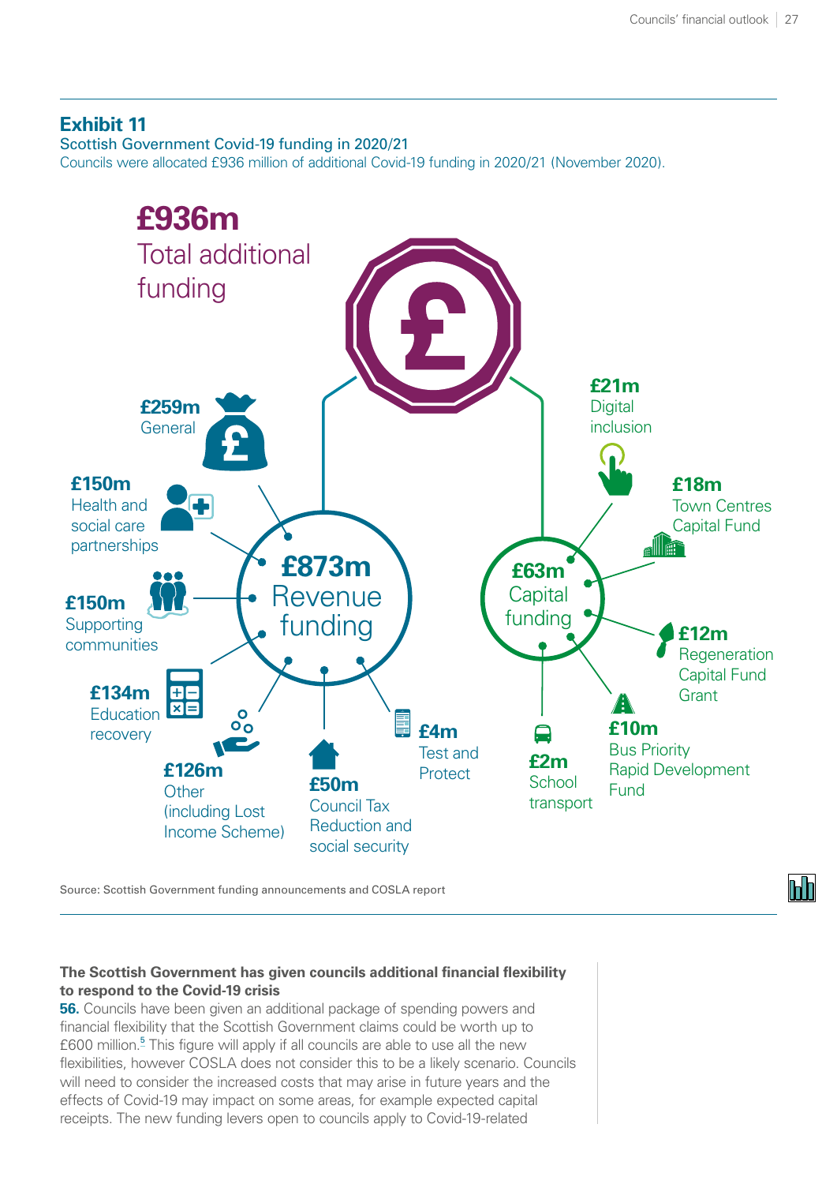## Exhibit 11

Scottish Government Covid-19 funding in 2020/21

Councils were allocated £936 million of additional Covid-19 funding in 2020/21 (November 2020).

**£936m** Total additional funding

**£873m** Revenue funding

- **£259m** General
- **£150m** Health and social care partnerships
- **£150m** Supporting communities
- **£134m** Education recovery
- **£126m** Other (including Lost Income Scheme)
- **£50m** Council Tax Reduction and social security
- **£4m** Test and Protect

**£63m** Capital funding

- **£21m** Digital inclusion
- **£18m** Town Centres Capital Fund
- **£12m** Regeneration Capital Fund Grant
- **£10m** Bus Priority Rapid Development Fund
- **£2m** School transport

Source: Scottish Government funding announcements and COSLA report

**The Scottish Government has given councils additional financial flexibility to respond to the Covid-19 crisis**

**56.** Councils have been given an additional package of spending powers and financial flexibility that the Scottish Government claims could be worth up to £600 million.[5] This figure will apply if all councils are able to use all the new flexibilities, however COSLA does not consider this to be a likely scenario. Councils will need to consider the increased costs that may arise in future years and the effects of Covid-19 may impact on some areas, for example expected capital receipts. The new funding levers open to councils apply to Covid-19-related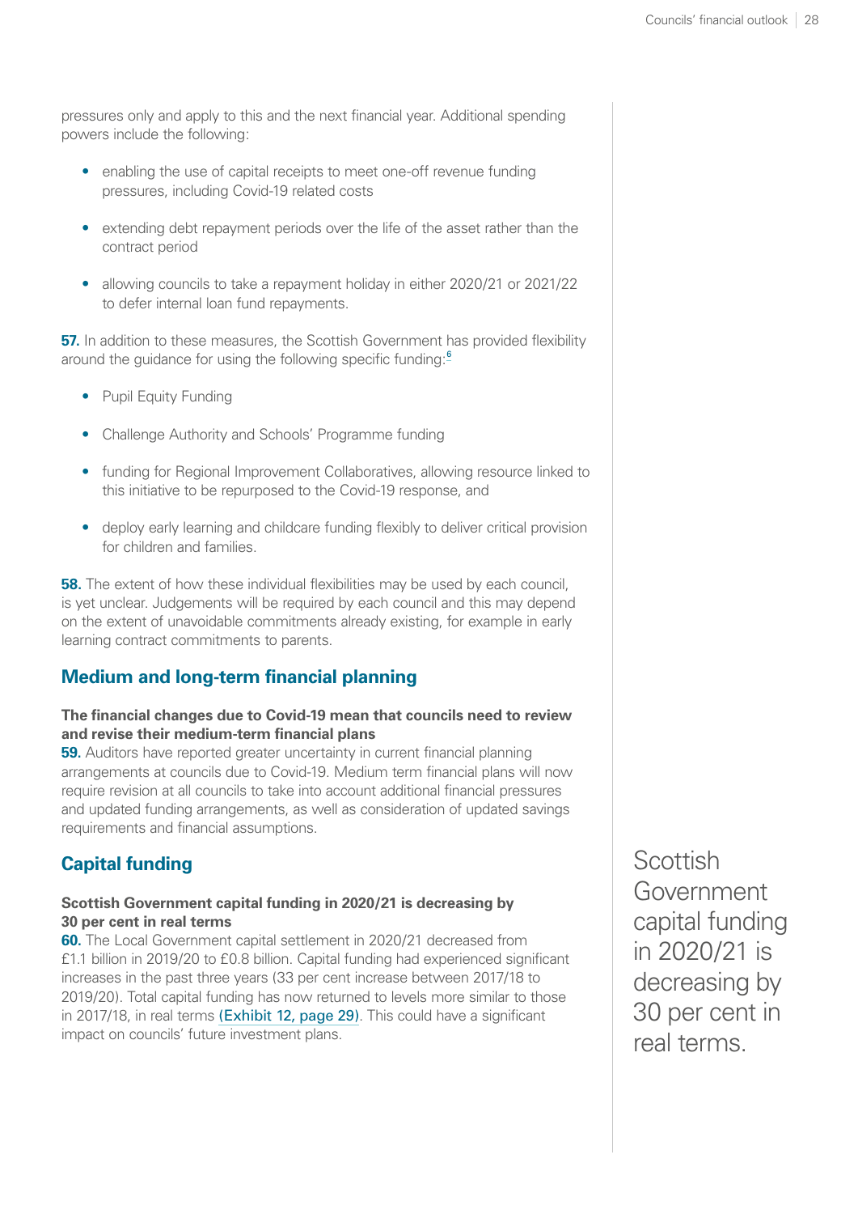pressures only and apply to this and the next financial year. Additional spending powers include the following:

- enabling the use of capital receipts to meet one-off revenue funding pressures, including Covid-19 related costs
- extending debt repayment periods over the life of the asset rather than the contract period
- allowing councils to take a repayment holiday in either 2020/21 or 2021/22 to defer internal loan fund repayments.

**57.** In addition to these measures, the Scottish Government has provided flexibility around the guidance for using the following specific funding:[6]

- Pupil Equity Funding
- Challenge Authority and Schools' Programme funding
- funding for Regional Improvement Collaboratives, allowing resource linked to this initiative to be repurposed to the Covid-19 response, and
- deploy early learning and childcare funding flexibly to deliver critical provision for children and families.

**58.** The extent of how these individual flexibilities may be used by each council, is yet unclear. Judgements will be required by each council and this may depend on the extent of unavoidable commitments already existing, for example in early learning contract commitments to parents.

## Medium and long-term financial planning

**The financial changes due to Covid-19 mean that councils need to review and revise their medium-term financial plans**

**59.** Auditors have reported greater uncertainty in current financial planning arrangements at councils due to Covid-19. Medium term financial plans will now require revision at all councils to take into account additional financial pressures and updated funding arrangements, as well as consideration of updated savings requirements and financial assumptions.

## Capital funding

**Scottish Government capital funding in 2020/21 is decreasing by 30 per cent in real terms**

**60.** The Local Government capital settlement in 2020/21 decreased from £1.1 billion in 2019/20 to £0.8 billion. Capital funding had experienced significant increases in the past three years (33 per cent increase between 2017/18 to 2019/20). Total capital funding has now returned to levels more similar to those in 2017/18, in real terms (Exhibit 12, page 29). This could have a significant impact on councils' future investment plans.

Scottish Government capital funding in 2020/21 is decreasing by 30 per cent in real terms.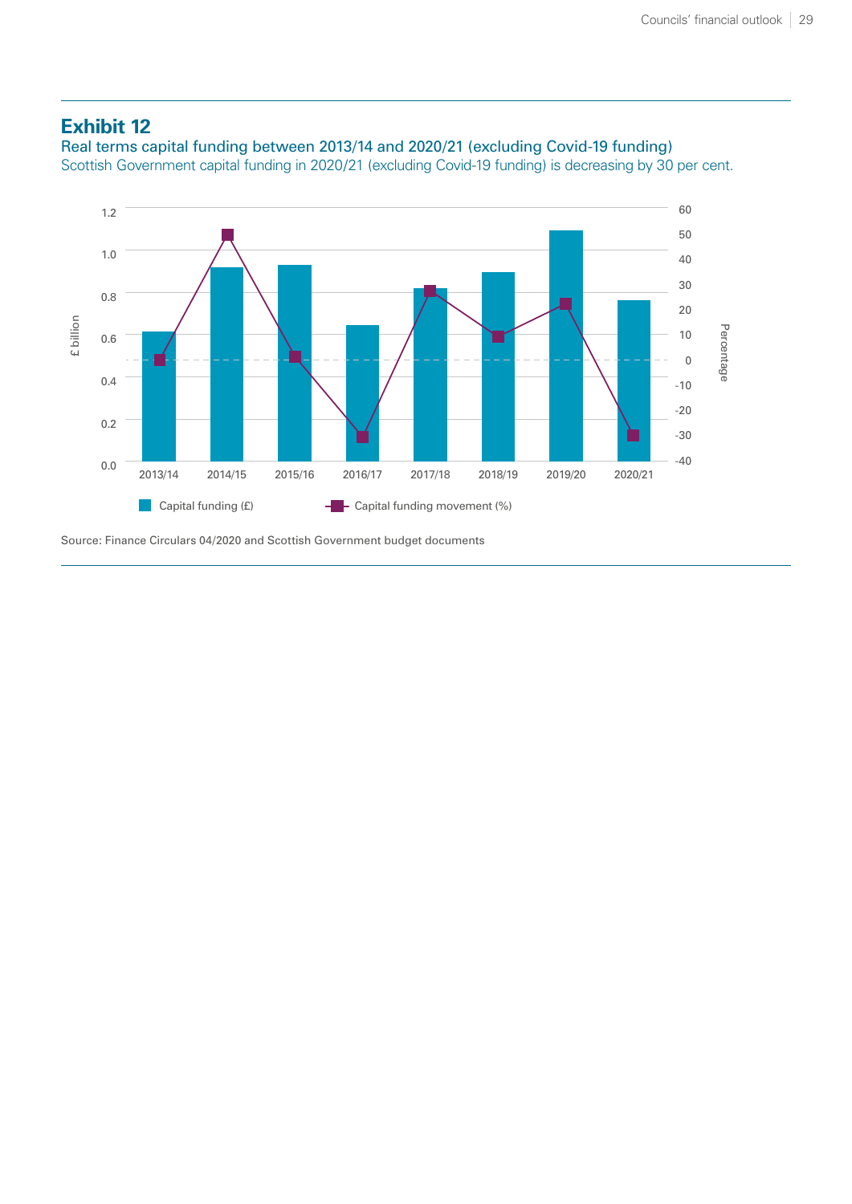## Exhibit 12

Real terms capital funding between 2013/14 and 2020/21 (excluding Covid-19 funding)

Scottish Government capital funding in 2020/21 (excluding Covid-19 funding) is decreasing by 30 per cent.

£ billion: 0.0, 0.2, 0.4, 0.6, 0.8, 1.0, 1.2

Percentage: -40, -30, -20, -10, 0, 10, 20, 30, 40, 50, 60

2013/14, 2014/15, 2015/16, 2016/17, 2017/18, 2018/19, 2019/20, 2020/21

Capital funding (£) | Capital funding movement (%)

Source: Finance Circulars 04/2020 and Scottish Government budget documents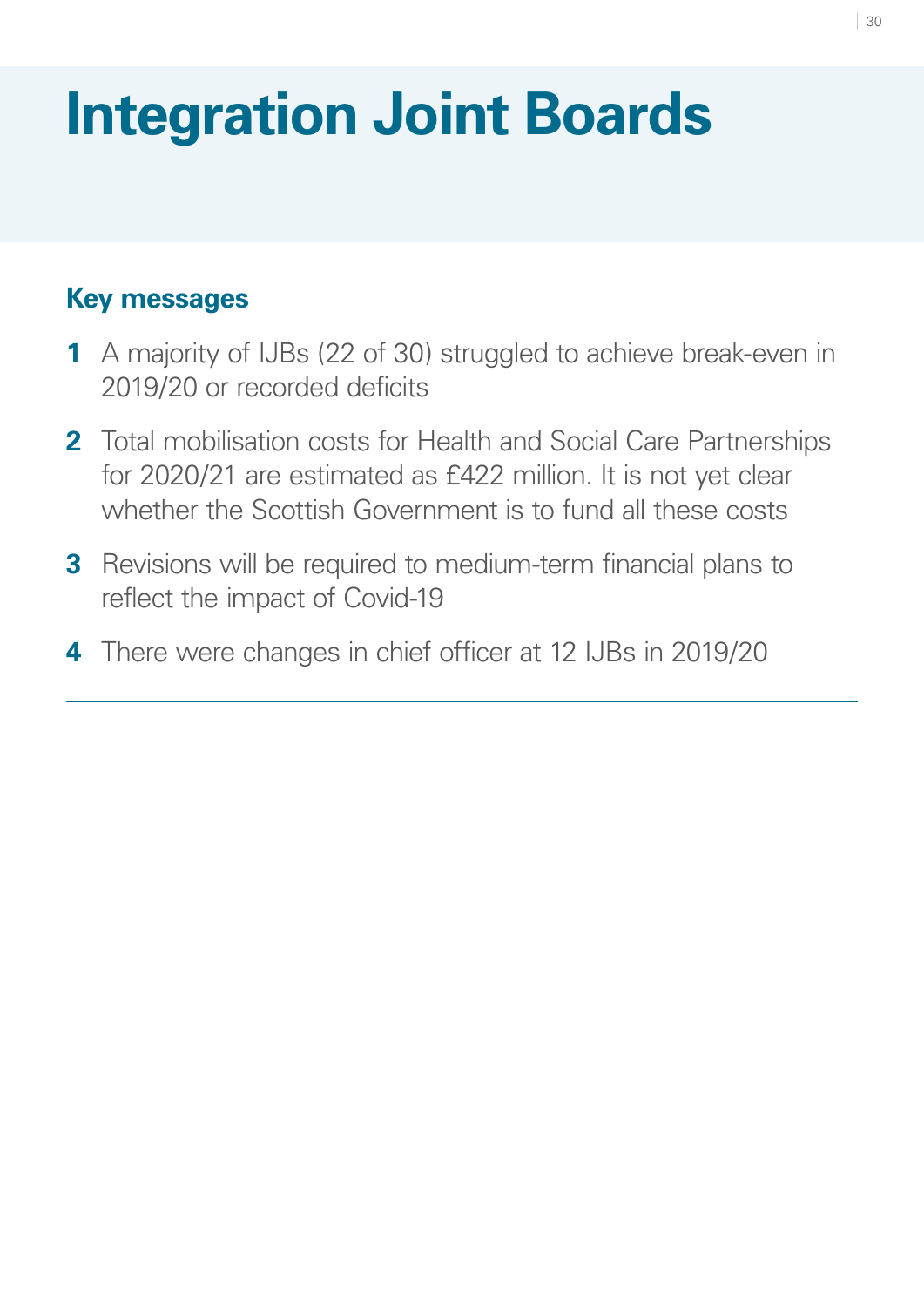# Integration Joint Boards

## Key messages

1. A majority of IJBs (22 of 30) struggled to achieve break-even in 2019/20 or recorded deficits
2. Total mobilisation costs for Health and Social Care Partnerships for 2020/21 are estimated as £422 million. It is not yet clear whether the Scottish Government is to fund all these costs
3. Revisions will be required to medium-term financial plans to reflect the impact of Covid-19
4. There were changes in chief officer at 12 IJBs in 2019/20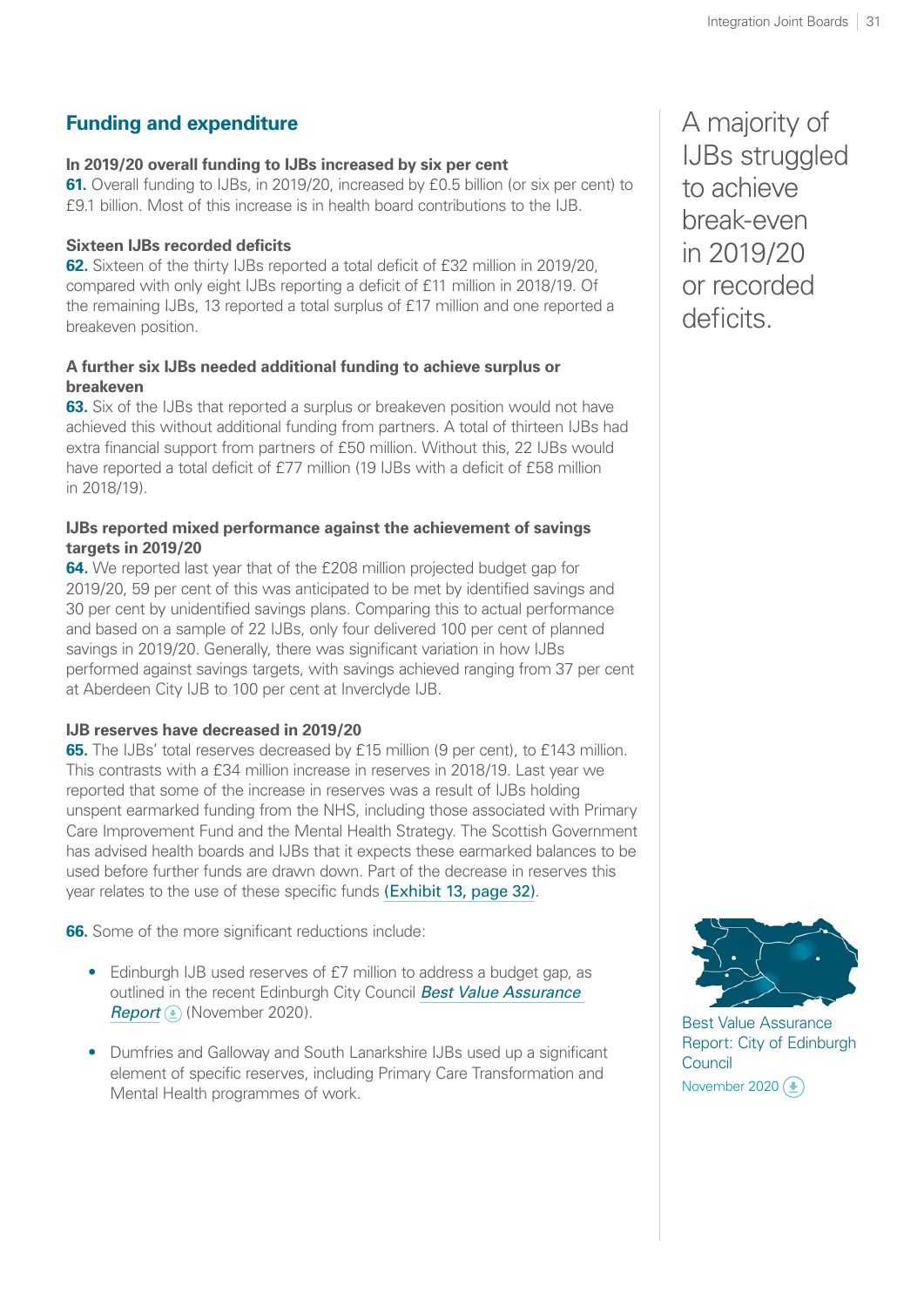## Funding and expenditure

**In 2019/20 overall funding to IJBs increased by six per cent**

**61.** Overall funding to IJBs, in 2019/20, increased by £0.5 billion (or six per cent) to £9.1 billion. Most of this increase is in health board contributions to the IJB.

**Sixteen IJBs recorded deficits**

**62.** Sixteen of the thirty IJBs reported a total deficit of £32 million in 2019/20, compared with only eight IJBs reporting a deficit of £11 million in 2018/19. Of the remaining IJBs, 13 reported a total surplus of £17 million and one reported a breakeven position.

**A further six IJBs needed additional funding to achieve surplus or breakeven**

**63.** Six of the IJBs that reported a surplus or breakeven position would not have achieved this without additional funding from partners. A total of thirteen IJBs had extra financial support from partners of £50 million. Without this, 22 IJBs would have reported a total deficit of £77 million (19 IJBs with a deficit of £58 million in 2018/19).

**IJBs reported mixed performance against the achievement of savings targets in 2019/20**

**64.** We reported last year that of the £208 million projected budget gap for 2019/20, 59 per cent of this was anticipated to be met by identified savings and 30 per cent by unidentified savings plans. Comparing this to actual performance and based on a sample of 22 IJBs, only four delivered 100 per cent of planned savings in 2019/20. Generally, there was significant variation in how IJBs performed against savings targets, with savings achieved ranging from 37 per cent at Aberdeen City IJB to 100 per cent at Inverclyde IJB.

**IJB reserves have decreased in 2019/20**

**65.** The IJBs' total reserves decreased by £15 million (9 per cent), to £143 million. This contrasts with a £34 million increase in reserves in 2018/19. Last year we reported that some of the increase in reserves was a result of IJBs holding unspent earmarked funding from the NHS, including those associated with Primary Care Improvement Fund and the Mental Health Strategy. The Scottish Government has advised health boards and IJBs that it expects these earmarked balances to be used before further funds are drawn down. Part of the decrease in reserves this year relates to the use of these specific funds (Exhibit 13, page 32).

**66.** Some of the more significant reductions include:

- Edinburgh IJB used reserves of £7 million to address a budget gap, as outlined in the recent Edinburgh City Council *Best Value Assurance Report* (November 2020).
- Dumfries and Galloway and South Lanarkshire IJBs used up a significant element of specific reserves, including Primary Care Transformation and Mental Health programmes of work.

A majority of IJBs struggled to achieve break-even in 2019/20 or recorded deficits.

Best Value Assurance Report: City of Edinburgh Council
November 2020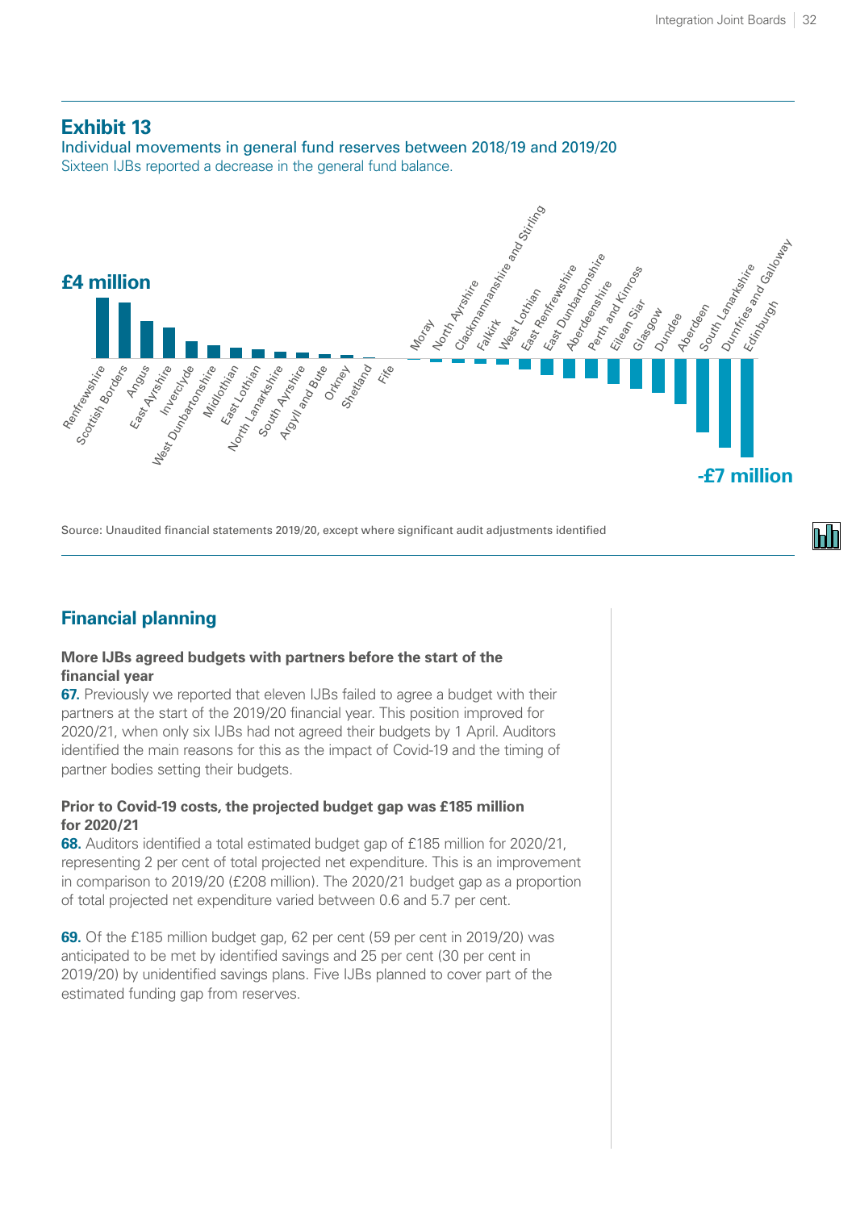## Exhibit 13

Individual movements in general fund reserves between 2018/19 and 2019/20

Sixteen IJBs reported a decrease in the general fund balance.

£4 million

Renfrewshire, Scottish Borders, Angus, East Ayrshire, Inverclyde, West Dunbartonshire, Midlothian, East Lothian, North Lanarkshire, South Ayrshire, Argyll and Bute, Orkney, Shetland, Fife, Moray, North Ayrshire, Clackmannanshire and Stirling, Falkirk, West Lothian, East Renfrewshire, East Dunbartonshire, Aberdeenshire, Perth and Kinross, Eilean Siar, Glasgow, Dundee, Aberdeen, South Lanarkshire, Dumfries and Galloway, Edinburgh

-£7 million

Source: Unaudited financial statements 2019/20, except where significant audit adjustments identified

## Financial planning

**More IJBs agreed budgets with partners before the start of the financial year**

**67.** Previously we reported that eleven IJBs failed to agree a budget with their partners at the start of the 2019/20 financial year. This position improved for 2020/21, when only six IJBs had not agreed their budgets by 1 April. Auditors identified the main reasons for this as the impact of Covid-19 and the timing of partner bodies setting their budgets.

**Prior to Covid-19 costs, the projected budget gap was £185 million for 2020/21**

**68.** Auditors identified a total estimated budget gap of £185 million for 2020/21, representing 2 per cent of total projected net expenditure. This is an improvement in comparison to 2019/20 (£208 million). The 2020/21 budget gap as a proportion of total projected net expenditure varied between 0.6 and 5.7 per cent.

**69.** Of the £185 million budget gap, 62 per cent (59 per cent in 2019/20) was anticipated to be met by identified savings and 25 per cent (30 per cent in 2019/20) by unidentified savings plans. Five IJBs planned to cover part of the estimated funding gap from reserves.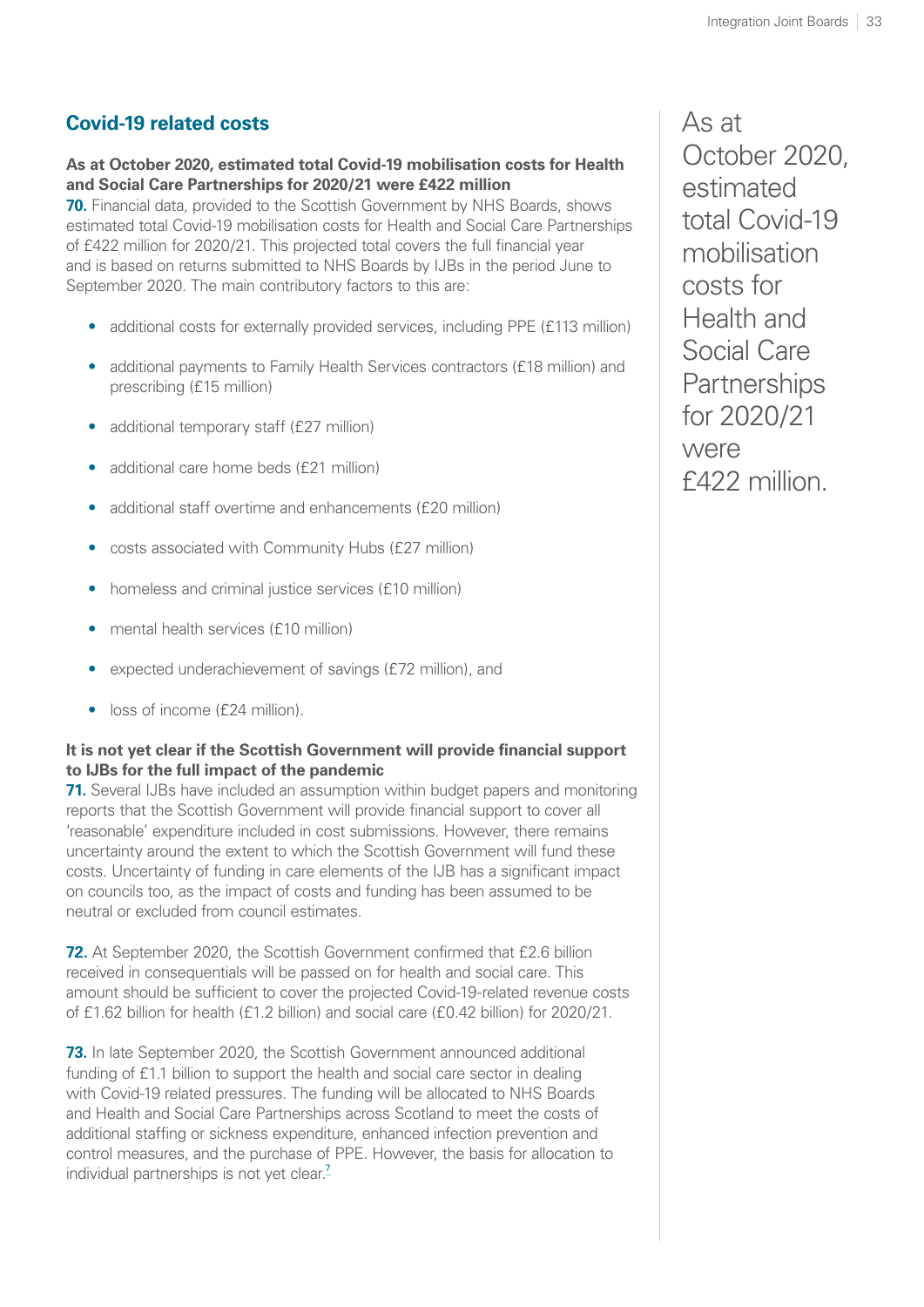## Covid-19 related costs

**As at October 2020, estimated total Covid-19 mobilisation costs for Health and Social Care Partnerships for 2020/21 were £422 million**

**70.** Financial data, provided to the Scottish Government by NHS Boards, shows estimated total Covid-19 mobilisation costs for Health and Social Care Partnerships of £422 million for 2020/21. This projected total covers the full financial year and is based on returns submitted to NHS Boards by IJBs in the period June to September 2020. The main contributory factors to this are:

- additional costs for externally provided services, including PPE (£113 million)
- additional payments to Family Health Services contractors (£18 million) and prescribing (£15 million)
- additional temporary staff (£27 million)
- additional care home beds (£21 million)
- additional staff overtime and enhancements (£20 million)
- costs associated with Community Hubs (£27 million)
- homeless and criminal justice services (£10 million)
- mental health services (£10 million)
- expected underachievement of savings (£72 million), and
- loss of income (£24 million).

**It is not yet clear if the Scottish Government will provide financial support to IJBs for the full impact of the pandemic**

**71.** Several IJBs have included an assumption within budget papers and monitoring reports that the Scottish Government will provide financial support to cover all 'reasonable' expenditure included in cost submissions. However, there remains uncertainty around the extent to which the Scottish Government will fund these costs. Uncertainty of funding in care elements of the IJB has a significant impact on councils too, as the impact of costs and funding has been assumed to be neutral or excluded from council estimates.

**72.** At September 2020, the Scottish Government confirmed that £2.6 billion received in consequentials will be passed on for health and social care. This amount should be sufficient to cover the projected Covid-19-related revenue costs of £1.62 billion for health (£1.2 billion) and social care (£0.42 billion) for 2020/21.

**73.** In late September 2020, the Scottish Government announced additional funding of £1.1 billion to support the health and social care sector in dealing with Covid-19 related pressures. The funding will be allocated to NHS Boards and Health and Social Care Partnerships across Scotland to meet the costs of additional staffing or sickness expenditure, enhanced infection prevention and control measures, and the purchase of PPE. However, the basis for allocation to individual partnerships is not yet clear.[7]

As at October 2020, estimated total Covid-19 mobilisation costs for Health and Social Care Partnerships for 2020/21 were £422 million.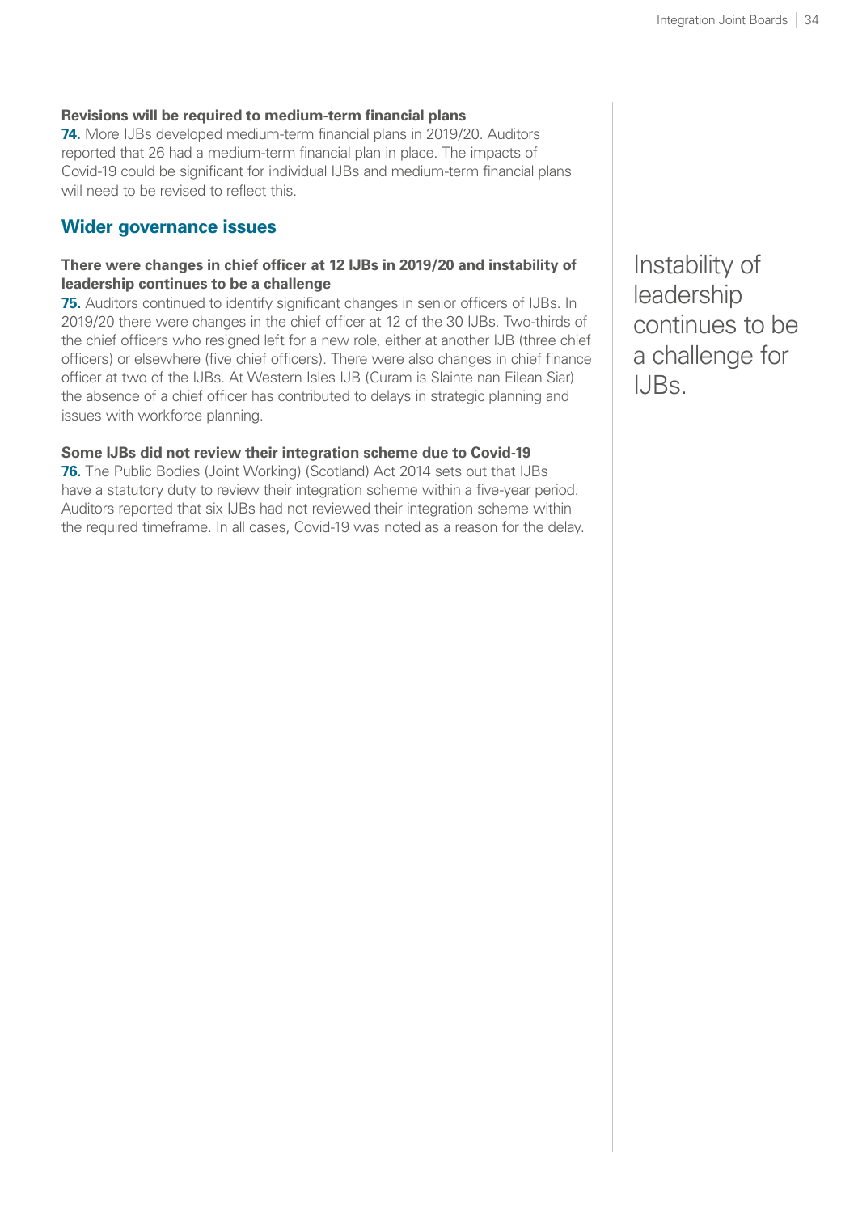**Revisions will be required to medium-term financial plans**

**74.** More IJBs developed medium-term financial plans in 2019/20. Auditors reported that 26 had a medium-term financial plan in place. The impacts of Covid-19 could be significant for individual IJBs and medium-term financial plans will need to be revised to reflect this.

## Wider governance issues

**There were changes in chief officer at 12 IJBs in 2019/20 and instability of leadership continues to be a challenge**

**75.** Auditors continued to identify significant changes in senior officers of IJBs. In 2019/20 there were changes in the chief officer at 12 of the 30 IJBs. Two-thirds of the chief officers who resigned left for a new role, either at another IJB (three chief officers) or elsewhere (five chief officers). There were also changes in chief finance officer at two of the IJBs. At Western Isles IJB (Curam is Slainte nan Eilean Siar) the absence of a chief officer has contributed to delays in strategic planning and issues with workforce planning.

Instability of leadership continues to be a challenge for IJBs.

**Some IJBs did not review their integration scheme due to Covid-19**

**76.** The Public Bodies (Joint Working) (Scotland) Act 2014 sets out that IJBs have a statutory duty to review their integration scheme within a five-year period. Auditors reported that six IJBs had not reviewed their integration scheme within the required timeframe. In all cases, Covid-19 was noted as a reason for the delay.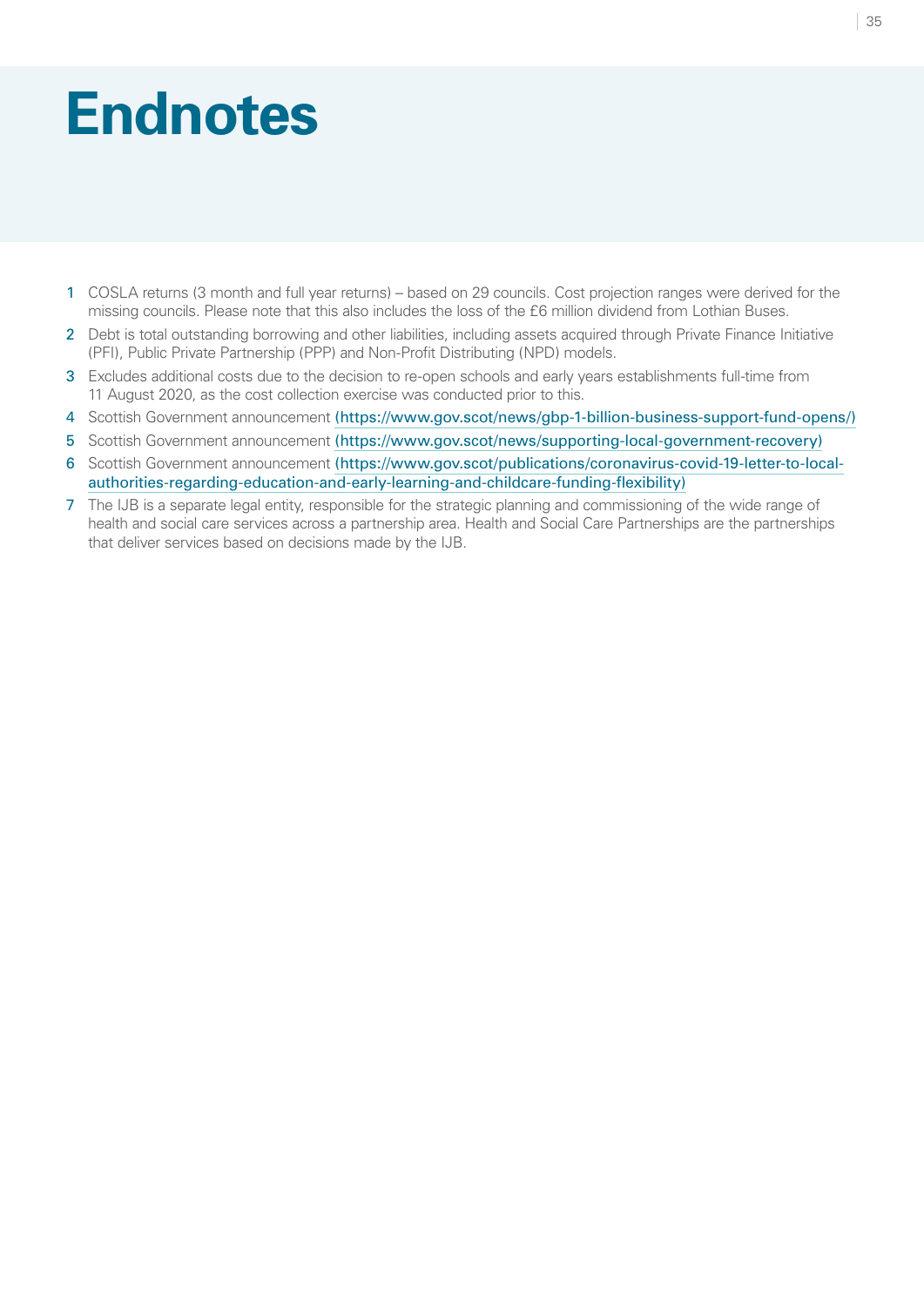# Endnotes

1. COSLA returns (3 month and full year returns) – based on 29 councils. Cost projection ranges were derived for the missing councils. Please note that this also includes the loss of the £6 million dividend from Lothian Buses.
2. Debt is total outstanding borrowing and other liabilities, including assets acquired through Private Finance Initiative (PFI), Public Private Partnership (PPP) and Non-Profit Distributing (NPD) models.
3. Excludes additional costs due to the decision to re-open schools and early years establishments full-time from 11 August 2020, as the cost collection exercise was conducted prior to this.
4. Scottish Government announcement (https://www.gov.scot/news/gbp-1-billion-business-support-fund-opens/)
5. Scottish Government announcement (https://www.gov.scot/news/supporting-local-government-recovery)
6. Scottish Government announcement (https://www.gov.scot/publications/coronavirus-covid-19-letter-to-local-authorities-regarding-education-and-early-learning-and-childcare-funding-flexibility)
7. The IJB is a separate legal entity, responsible for the strategic planning and commissioning of the wide range of health and social care services across a partnership area. Health and Social Care Partnerships are the partnerships that deliver services based on decisions made by the IJB.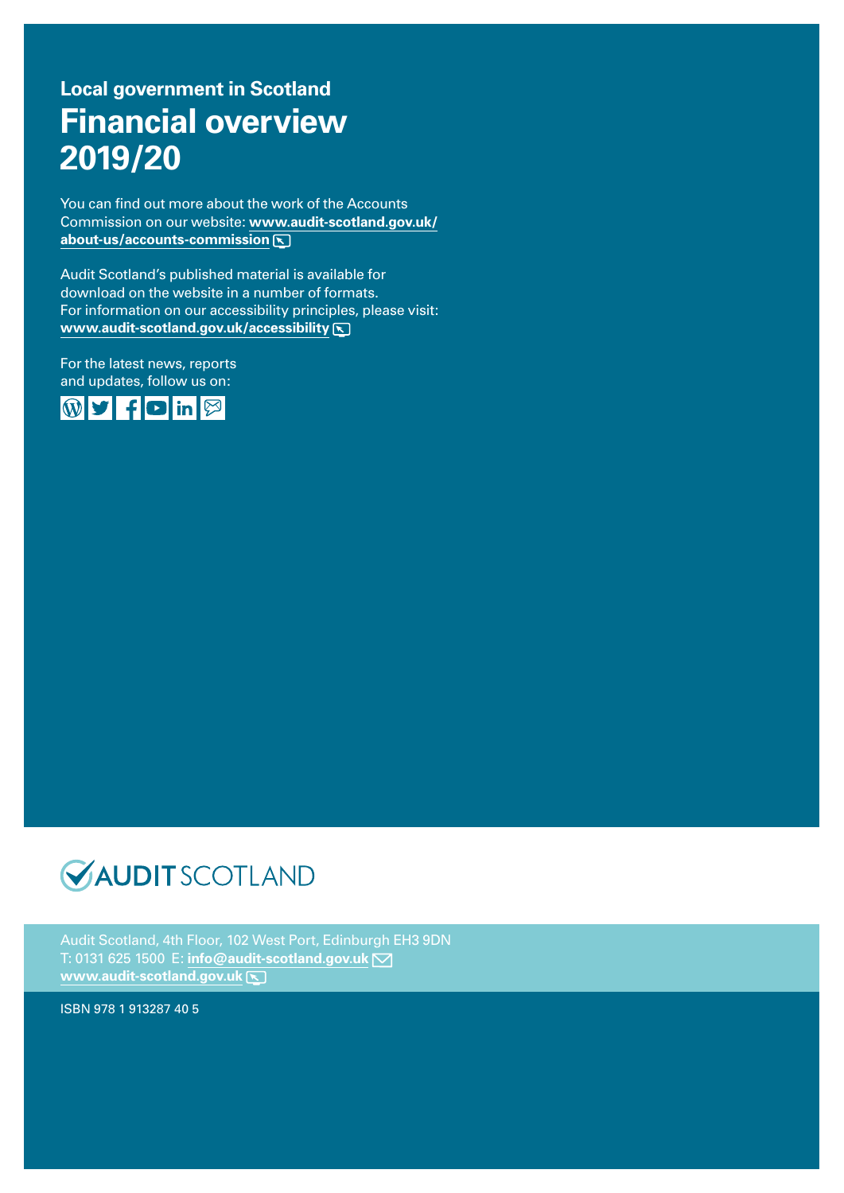## Local government in Scotland

# Financial overview 2019/20

You can find out more about the work of the Accounts Commission on our website: **www.audit-scotland.gov.uk/about-us/accounts-commission**

Audit Scotland's published material is available for download on the website in a number of formats. For information on our accessibility principles, please visit: **www.audit-scotland.gov.uk/accessibility**

For the latest news, reports and updates, follow us on:

AUDIT SCOTLAND

Audit Scotland, 4th Floor, 102 West Port, Edinburgh EH3 9DN
T: 0131 625 1500 E: **info@audit-scotland.gov.uk**
**www.audit-scotland.gov.uk**

ISBN 978 1 913287 40 5